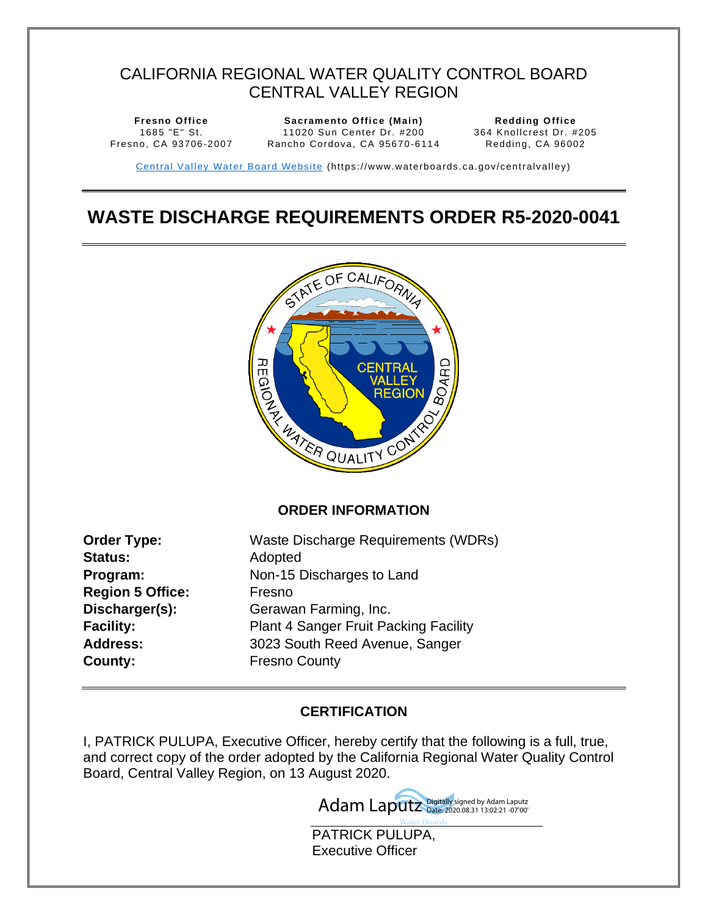# CALIFORNIA REGIONAL WATER QUALITY CONTROL BOARD
# CENTRAL VALLEY REGION

| Fresno Office | Sacramento Office (Main) | Redding Office |
|---|---|---|
| 1685 "E" St. | 11020 Sun Center Dr. #200 | 364 Knollcrest Dr. #205 |
| Fresno, CA 93706-2007 | Rancho Cordova, CA 95670-6114 | Redding, CA 96002 |

Central Valley Water Board Website (https://www.waterboards.ca.gov/centralvalley)

# WASTE DISCHARGE REQUIREMENTS ORDER R5-2020-0041

## ORDER INFORMATION

**Order Type:** Waste Discharge Requirements (WDRs)
**Status:** Adopted
**Program:** Non-15 Discharges to Land
**Region 5 Office:** Fresno
**Discharger(s):** Gerawan Farming, Inc.
**Facility:** Plant 4 Sanger Fruit Packing Facility
**Address:** 3023 South Reed Avenue, Sanger
**County:** Fresno County

## CERTIFICATION

I, PATRICK PULUPA, Executive Officer, hereby certify that the following is a full, true, and correct copy of the order adopted by the California Regional Water Quality Control Board, Central Valley Region, on 13 August 2020.

Adam Laputz Digitally signed by Adam Laputz Date: 2020.08.31 13:02:21 -07'00'

PATRICK PULUPA,
Executive Officer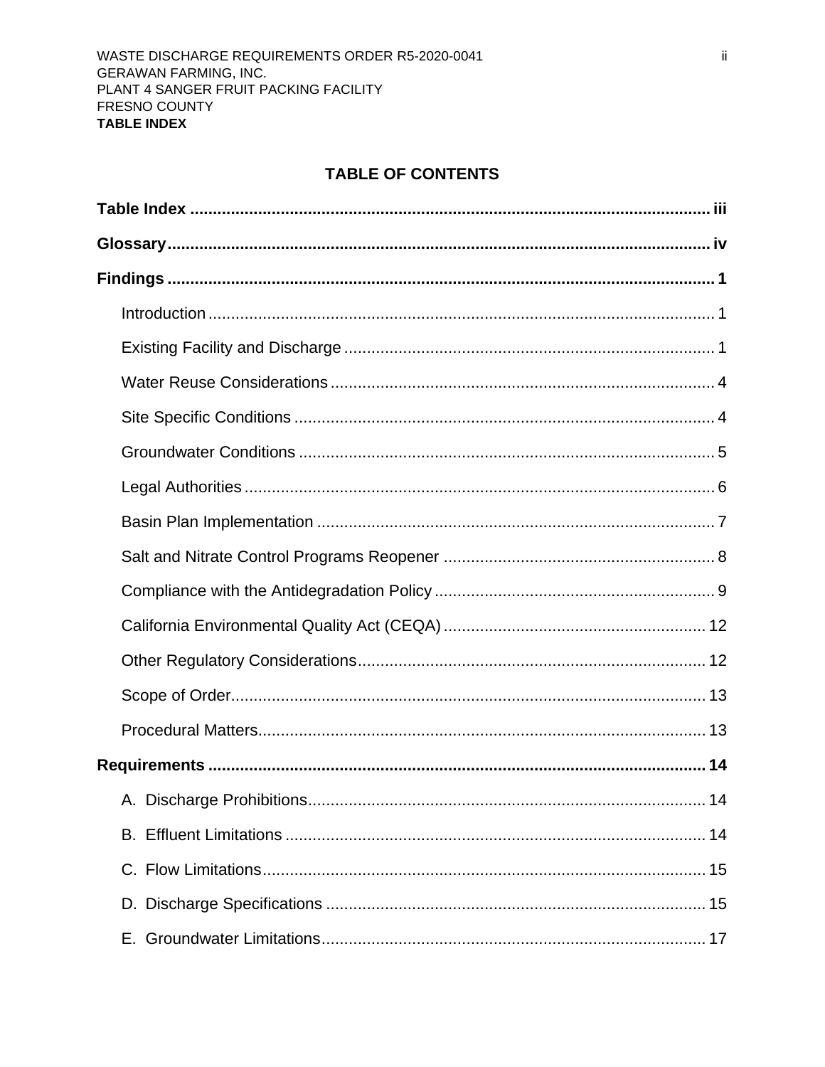## TABLE OF CONTENTS

**Table Index** ........................................................................................................... iii

**Glossary** ................................................................................................................. iv

**Findings** .................................................................................................................. 1

- Introduction ........................................................................................................ 1
- Existing Facility and Discharge ........................................................................... 1
- Water Reuse Considerations ............................................................................... 4
- Site Specific Conditions ....................................................................................... 4
- Groundwater Conditions ...................................................................................... 5
- Legal Authorities .................................................................................................. 6
- Basin Plan Implementation .................................................................................. 7
- Salt and Nitrate Control Programs Reopener ...................................................... 8
- Compliance with the Antidegradation Policy ........................................................ 9
- California Environmental Quality Act (CEQA) .................................................... 12
- Other Regulatory Considerations ....................................................................... 12
- Scope of Order ................................................................................................... 13
- Procedural Matters ............................................................................................. 13

**Requirements** ......................................................................................................... 14

- A. Discharge Prohibitions .................................................................................... 14
- B. Effluent Limitations ......................................................................................... 14
- C. Flow Limitations .............................................................................................. 15
- D. Discharge Specifications ................................................................................ 15
- E. Groundwater Limitations ................................................................................. 17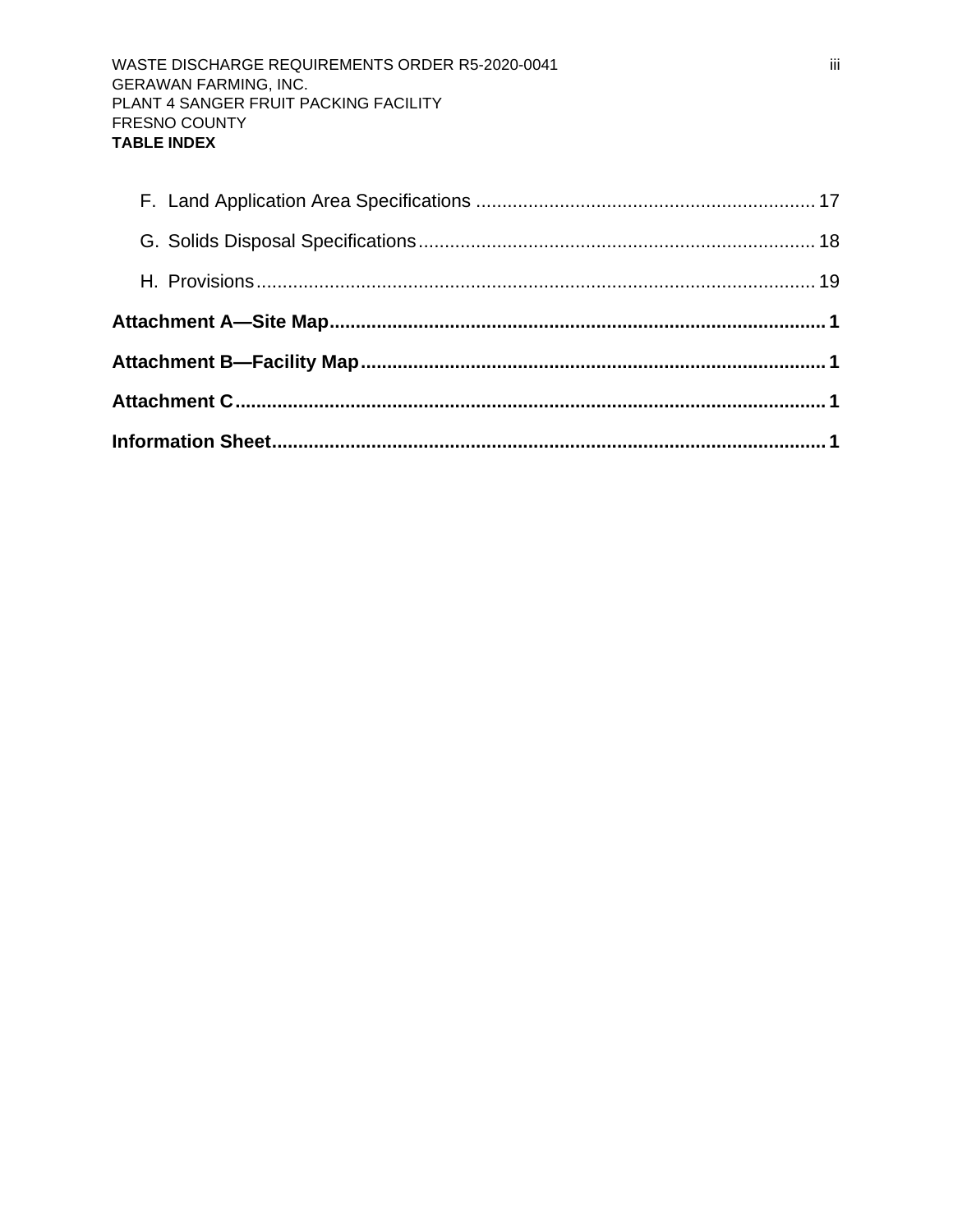F. Land Application Area Specifications ................................................................ 17

G. Solids Disposal Specifications........................................................................... 18

H. Provisions.......................................................................................................... 19

**Attachment A—Site Map............................................................................................ 1**

**Attachment B—Facility Map....................................................................................... 1**

**Attachment C.............................................................................................................. 1**

**Information Sheet........................................................................................................ 1**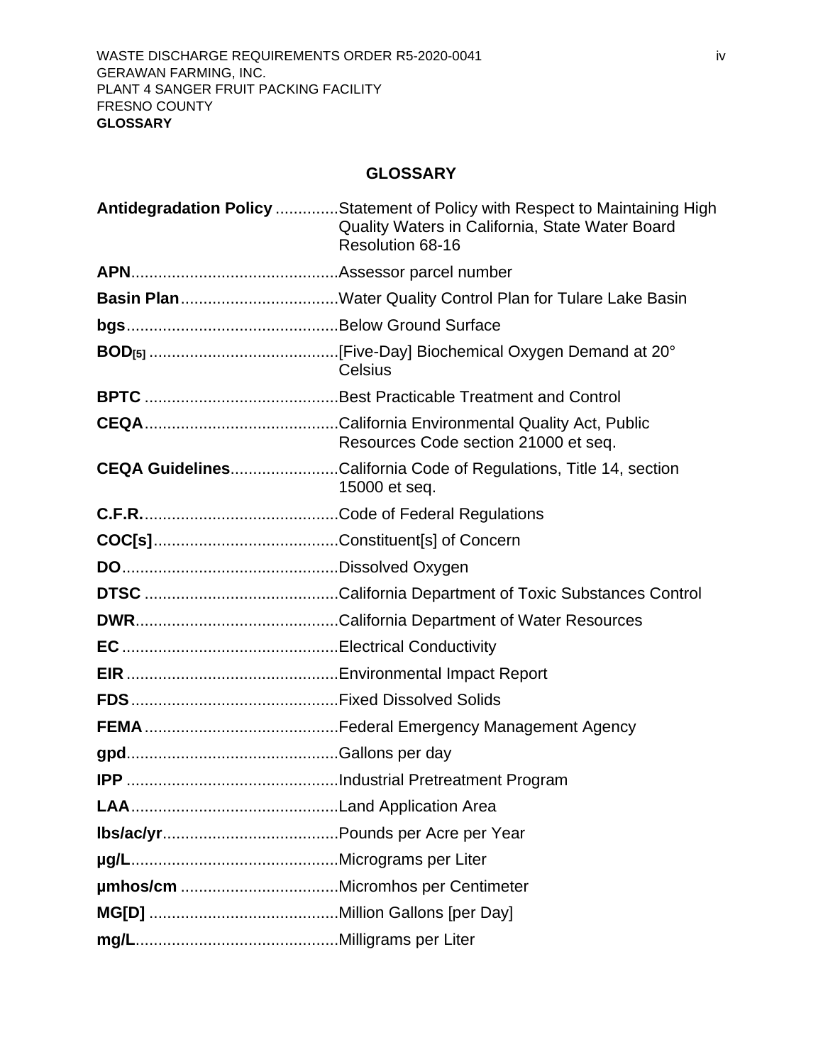# GLOSSARY

**Antidegradation Policy** ..............Statement of Policy with Respect to Maintaining High Quality Waters in California, State Water Board Resolution 68-16

**APN**..............................................Assessor parcel number

**Basin Plan**...................................Water Quality Control Plan for Tulare Lake Basin

**bgs**...............................................Below Ground Surface

**BOD[5]** ..........................................[Five-Day] Biochemical Oxygen Demand at 20° Celsius

**BPTC** ...........................................Best Practicable Treatment and Control

**CEQA**...........................................California Environmental Quality Act, Public Resources Code section 21000 et seq.

**CEQA Guidelines**........................California Code of Regulations, Title 14, section 15000 et seq.

**C.F.R.**...........................................Code of Federal Regulations

**COC[s]**.........................................Constituent[s] of Concern

**DO**................................................Dissolved Oxygen

**DTSC** ...........................................California Department of Toxic Substances Control

**DWR**.............................................California Department of Water Resources

**EC** ................................................Electrical Conductivity

**EIR** ...............................................Environmental Impact Report

**FDS**..............................................Fixed Dissolved Solids

**FEMA**...........................................Federal Emergency Management Agency

**gpd**...............................................Gallons per day

**IPP** ...............................................Industrial Pretreatment Program

**LAA**..............................................Land Application Area

**lbs/ac/yr**.......................................Pounds per Acre per Year

**µg/L**..............................................Micrograms per Liter

**µmhos/cm** ...................................Micromhos per Centimeter

**MG[D]** ..........................................Million Gallons [per Day]

**mg/L**.............................................Milligrams per Liter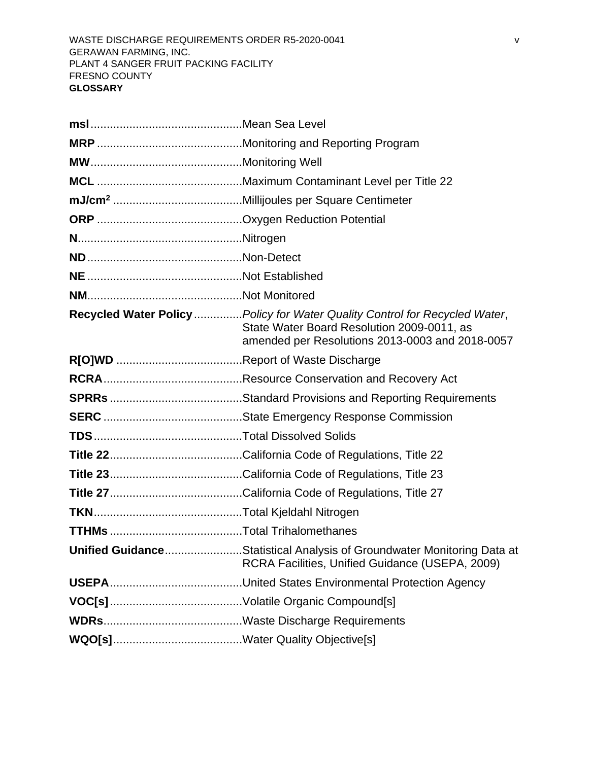**msl**...............................................Mean Sea Level

**MRP**.............................................Monitoring and Reporting Program

**MW**...............................................Monitoring Well

**MCL**.............................................Maximum Contaminant Level per Title 22

**mJ/cm$^2$**........................................Millijoules per Square Centimeter

**ORP**.............................................Oxygen Reduction Potential

**N**...................................................Nitrogen

**ND**................................................Non-Detect

**NE**................................................Not Established

**NM**................................................Not Monitored

**Recycled Water Policy**..............*Policy for Water Quality Control for Recycled Water*, State Water Board Resolution 2009-0011, as amended per Resolutions 2013-0003 and 2018-0057

**R[O]WD**.......................................Report of Waste Discharge

**RCRA**...........................................Resource Conservation and Recovery Act

**SPRRs**.........................................Standard Provisions and Reporting Requirements

**SERC**...........................................State Emergency Response Commission

**TDS**..............................................Total Dissolved Solids

**Title 22**.........................................California Code of Regulations, Title 22

**Title 23**.........................................California Code of Regulations, Title 23

**Title 27**.........................................California Code of Regulations, Title 27

**TKN**..............................................Total Kjeldahl Nitrogen

**TTHMs**.........................................Total Trihalomethanes

**Unified Guidance**........................Statistical Analysis of Groundwater Monitoring Data at RCRA Facilities, Unified Guidance (USEPA, 2009)

**USEPA**.........................................United States Environmental Protection Agency

**VOC[s]**.........................................Volatile Organic Compound[s]

**WDRs**...........................................Waste Discharge Requirements

**WQO[s]**........................................Water Quality Objective[s]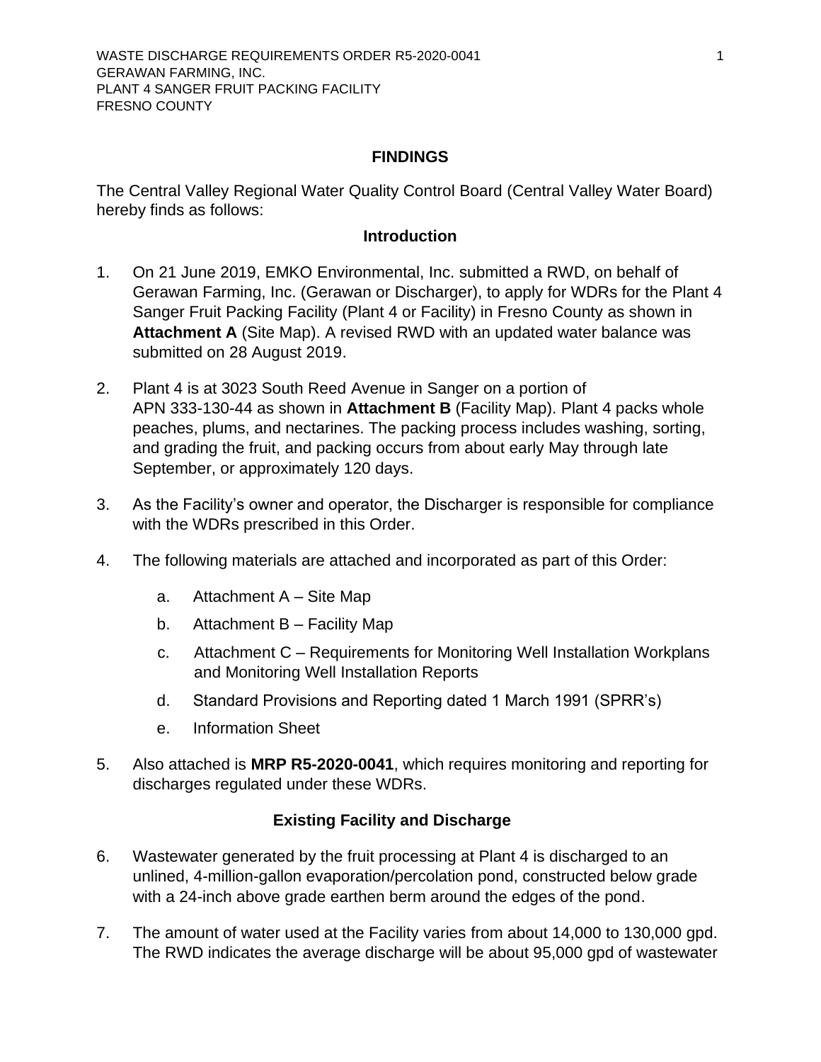## FINDINGS

The Central Valley Regional Water Quality Control Board (Central Valley Water Board) hereby finds as follows:

### Introduction

1. On 21 June 2019, EMKO Environmental, Inc. submitted a RWD, on behalf of Gerawan Farming, Inc. (Gerawan or Discharger), to apply for WDRs for the Plant 4 Sanger Fruit Packing Facility (Plant 4 or Facility) in Fresno County as shown in **Attachment A** (Site Map). A revised RWD with an updated water balance was submitted on 28 August 2019.

2. Plant 4 is at 3023 South Reed Avenue in Sanger on a portion of APN 333-130-44 as shown in **Attachment B** (Facility Map). Plant 4 packs whole peaches, plums, and nectarines. The packing process includes washing, sorting, and grading the fruit, and packing occurs from about early May through late September, or approximately 120 days.

3. As the Facility's owner and operator, the Discharger is responsible for compliance with the WDRs prescribed in this Order.

4. The following materials are attached and incorporated as part of this Order:

   a. Attachment A – Site Map

   b. Attachment B – Facility Map

   c. Attachment C – Requirements for Monitoring Well Installation Workplans and Monitoring Well Installation Reports

   d. Standard Provisions and Reporting dated 1 March 1991 (SPRR's)

   e. Information Sheet

5. Also attached is **MRP R5-2020-0041**, which requires monitoring and reporting for discharges regulated under these WDRs.

### Existing Facility and Discharge

6. Wastewater generated by the fruit processing at Plant 4 is discharged to an unlined, 4-million-gallon evaporation/percolation pond, constructed below grade with a 24-inch above grade earthen berm around the edges of the pond.

7. The amount of water used at the Facility varies from about 14,000 to 130,000 gpd. The RWD indicates the average discharge will be about 95,000 gpd of wastewater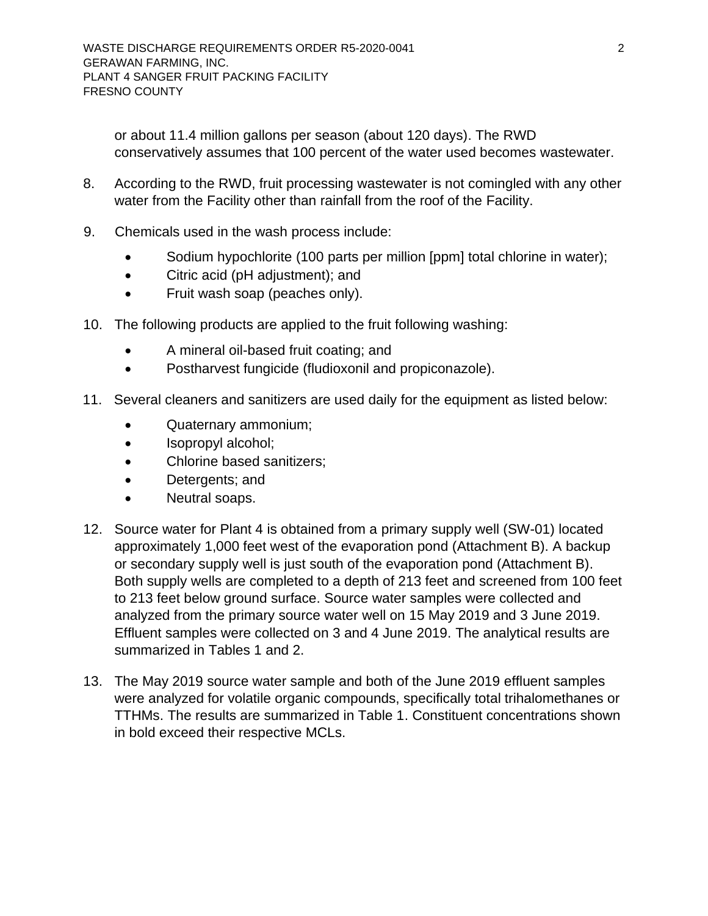or about 11.4 million gallons per season (about 120 days). The RWD conservatively assumes that 100 percent of the water used becomes wastewater.

8. According to the RWD, fruit processing wastewater is not comingled with any other water from the Facility other than rainfall from the roof of the Facility.

9. Chemicals used in the wash process include:

   - Sodium hypochlorite (100 parts per million [ppm] total chlorine in water);
   - Citric acid (pH adjustment); and
   - Fruit wash soap (peaches only).

10. The following products are applied to the fruit following washing:

    - A mineral oil-based fruit coating; and
    - Postharvest fungicide (fludioxonil and propiconazole).

11. Several cleaners and sanitizers are used daily for the equipment as listed below:

    - Quaternary ammonium;
    - Isopropyl alcohol;
    - Chlorine based sanitizers;
    - Detergents; and
    - Neutral soaps.

12. Source water for Plant 4 is obtained from a primary supply well (SW-01) located approximately 1,000 feet west of the evaporation pond (Attachment B). A backup or secondary supply well is just south of the evaporation pond (Attachment B). Both supply wells are completed to a depth of 213 feet and screened from 100 feet to 213 feet below ground surface. Source water samples were collected and analyzed from the primary source water well on 15 May 2019 and 3 June 2019. Effluent samples were collected on 3 and 4 June 2019. The analytical results are summarized in Tables 1 and 2.

13. The May 2019 source water sample and both of the June 2019 effluent samples were analyzed for volatile organic compounds, specifically total trihalomethanes or TTHMs. The results are summarized in Table 1. Constituent concentrations shown in bold exceed their respective MCLs.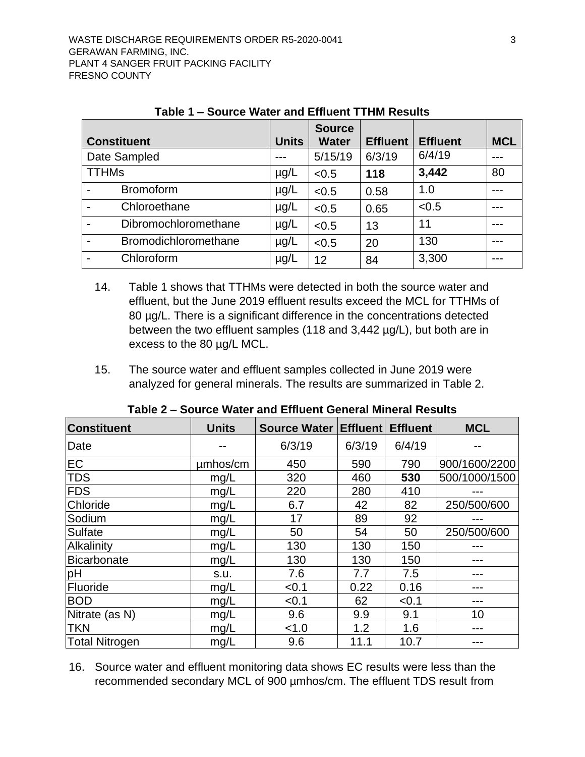**Table 1 – Source Water and Effluent TTHM Results**

| Constituent | Units | Source Water | Effluent | Effluent | MCL |
|---|---|---|---|---|---|
| Date Sampled | --- | 5/15/19 | 6/3/19 | 6/4/19 | --- |
| TTHMs | µg/L | <0.5 | **118** | **3,442** | 80 |
| - Bromoform | µg/L | <0.5 | 0.58 | 1.0 | --- |
| - Chloroethane | µg/L | <0.5 | 0.65 | <0.5 | --- |
| - Dibromochloromethane | µg/L | <0.5 | 13 | 11 | --- |
| - Bromodichloromethane | µg/L | <0.5 | 20 | 130 | --- |
| - Chloroform | µg/L | 12 | 84 | 3,300 | --- |

14. Table 1 shows that TTHMs were detected in both the source water and effluent, but the June 2019 effluent results exceed the MCL for TTHMs of 80 µg/L. There is a significant difference in the concentrations detected between the two effluent samples (118 and 3,442 µg/L), but both are in excess to the 80 µg/L MCL.

15. The source water and effluent samples collected in June 2019 were analyzed for general minerals. The results are summarized in Table 2.

**Table 2 – Source Water and Effluent General Mineral Results**

| Constituent | Units | Source Water | Effluent | Effluent | MCL |
|---|---|---|---|---|---|
| Date | -- | 6/3/19 | 6/3/19 | 6/4/19 | -- |
| EC | µmhos/cm | 450 | 590 | 790 | 900/1600/2200 |
| TDS | mg/L | 320 | 460 | **530** | 500/1000/1500 |
| FDS | mg/L | 220 | 280 | 410 | --- |
| Chloride | mg/L | 6.7 | 42 | 82 | 250/500/600 |
| Sodium | mg/L | 17 | 89 | 92 | --- |
| Sulfate | mg/L | 50 | 54 | 50 | 250/500/600 |
| Alkalinity | mg/L | 130 | 130 | 150 | --- |
| Bicarbonate | mg/L | 130 | 130 | 150 | --- |
| pH | s.u. | 7.6 | 7.7 | 7.5 | --- |
| Fluoride | mg/L | <0.1 | 0.22 | 0.16 | --- |
| BOD | mg/L | <0.1 | 62 | <0.1 | --- |
| Nitrate (as N) | mg/L | 9.6 | 9.9 | 9.1 | 10 |
| TKN | mg/L | <1.0 | 1.2 | 1.6 | --- |
| Total Nitrogen | mg/L | 9.6 | 11.1 | 10.7 | --- |

16. Source water and effluent monitoring data shows EC results were less than the recommended secondary MCL of 900 µmhos/cm. The effluent TDS result from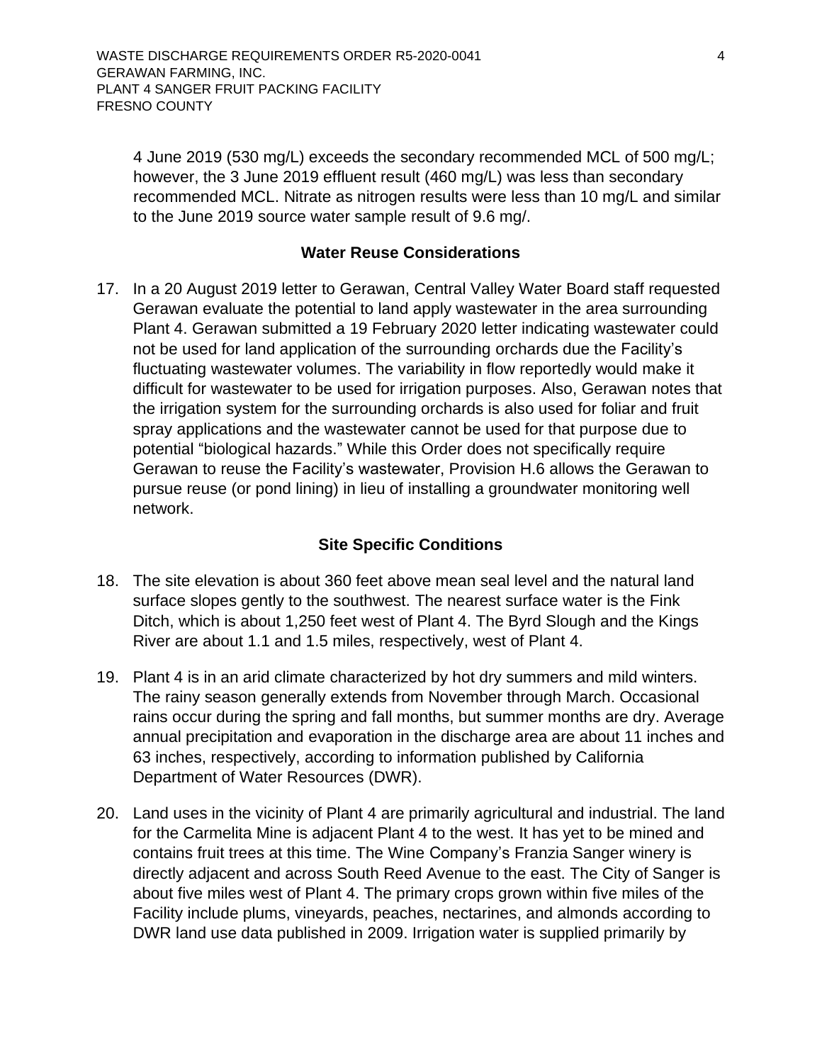4 June 2019 (530 mg/L) exceeds the secondary recommended MCL of 500 mg/L; however, the 3 June 2019 effluent result (460 mg/L) was less than secondary recommended MCL. Nitrate as nitrogen results were less than 10 mg/L and similar to the June 2019 source water sample result of 9.6 mg/.

### Water Reuse Considerations

17. In a 20 August 2019 letter to Gerawan, Central Valley Water Board staff requested Gerawan evaluate the potential to land apply wastewater in the area surrounding Plant 4. Gerawan submitted a 19 February 2020 letter indicating wastewater could not be used for land application of the surrounding orchards due the Facility's fluctuating wastewater volumes. The variability in flow reportedly would make it difficult for wastewater to be used for irrigation purposes. Also, Gerawan notes that the irrigation system for the surrounding orchards is also used for foliar and fruit spray applications and the wastewater cannot be used for that purpose due to potential "biological hazards." While this Order does not specifically require Gerawan to reuse the Facility's wastewater, Provision H.6 allows the Gerawan to pursue reuse (or pond lining) in lieu of installing a groundwater monitoring well network.

### Site Specific Conditions

18. The site elevation is about 360 feet above mean seal level and the natural land surface slopes gently to the southwest. The nearest surface water is the Fink Ditch, which is about 1,250 feet west of Plant 4. The Byrd Slough and the Kings River are about 1.1 and 1.5 miles, respectively, west of Plant 4.

19. Plant 4 is in an arid climate characterized by hot dry summers and mild winters. The rainy season generally extends from November through March. Occasional rains occur during the spring and fall months, but summer months are dry. Average annual precipitation and evaporation in the discharge area are about 11 inches and 63 inches, respectively, according to information published by California Department of Water Resources (DWR).

20. Land uses in the vicinity of Plant 4 are primarily agricultural and industrial. The land for the Carmelita Mine is adjacent Plant 4 to the west. It has yet to be mined and contains fruit trees at this time. The Wine Company's Franzia Sanger winery is directly adjacent and across South Reed Avenue to the east. The City of Sanger is about five miles west of Plant 4. The primary crops grown within five miles of the Facility include plums, vineyards, peaches, nectarines, and almonds according to DWR land use data published in 2009. Irrigation water is supplied primarily by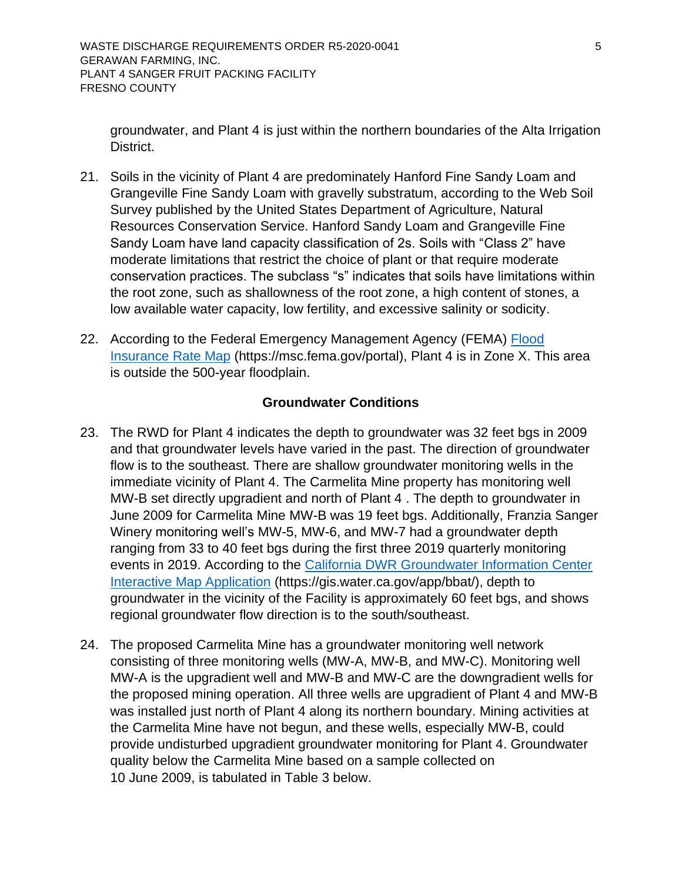groundwater, and Plant 4 is just within the northern boundaries of the Alta Irrigation District.

21. Soils in the vicinity of Plant 4 are predominately Hanford Fine Sandy Loam and Grangeville Fine Sandy Loam with gravelly substratum, according to the Web Soil Survey published by the United States Department of Agriculture, Natural Resources Conservation Service. Hanford Sandy Loam and Grangeville Fine Sandy Loam have land capacity classification of 2s. Soils with "Class 2" have moderate limitations that restrict the choice of plant or that require moderate conservation practices. The subclass "s" indicates that soils have limitations within the root zone, such as shallowness of the root zone, a high content of stones, a low available water capacity, low fertility, and excessive salinity or sodicity.

22. According to the Federal Emergency Management Agency (FEMA) [Flood Insurance Rate Map](https://msc.fema.gov/portal) (https://msc.fema.gov/portal), Plant 4 is in Zone X. This area is outside the 500-year floodplain.

### Groundwater Conditions

23. The RWD for Plant 4 indicates the depth to groundwater was 32 feet bgs in 2009 and that groundwater levels have varied in the past. The direction of groundwater flow is to the southeast. There are shallow groundwater monitoring wells in the immediate vicinity of Plant 4. The Carmelita Mine property has monitoring well MW-B set directly upgradient and north of Plant 4 . The depth to groundwater in June 2009 for Carmelita Mine MW-B was 19 feet bgs. Additionally, Franzia Sanger Winery monitoring well's MW-5, MW-6, and MW-7 had a groundwater depth ranging from 33 to 40 feet bgs during the first three 2019 quarterly monitoring events in 2019. According to the [California DWR Groundwater Information Center Interactive Map Application](https://gis.water.ca.gov/app/bbat/) (https://gis.water.ca.gov/app/bbat/), depth to groundwater in the vicinity of the Facility is approximately 60 feet bgs, and shows regional groundwater flow direction is to the south/southeast.

24. The proposed Carmelita Mine has a groundwater monitoring well network consisting of three monitoring wells (MW-A, MW-B, and MW-C). Monitoring well MW-A is the upgradient well and MW-B and MW-C are the downgradient wells for the proposed mining operation. All three wells are upgradient of Plant 4 and MW-B was installed just north of Plant 4 along its northern boundary. Mining activities at the Carmelita Mine have not begun, and these wells, especially MW-B, could provide undisturbed upgradient groundwater monitoring for Plant 4. Groundwater quality below the Carmelita Mine based on a sample collected on 10 June 2009, is tabulated in Table 3 below.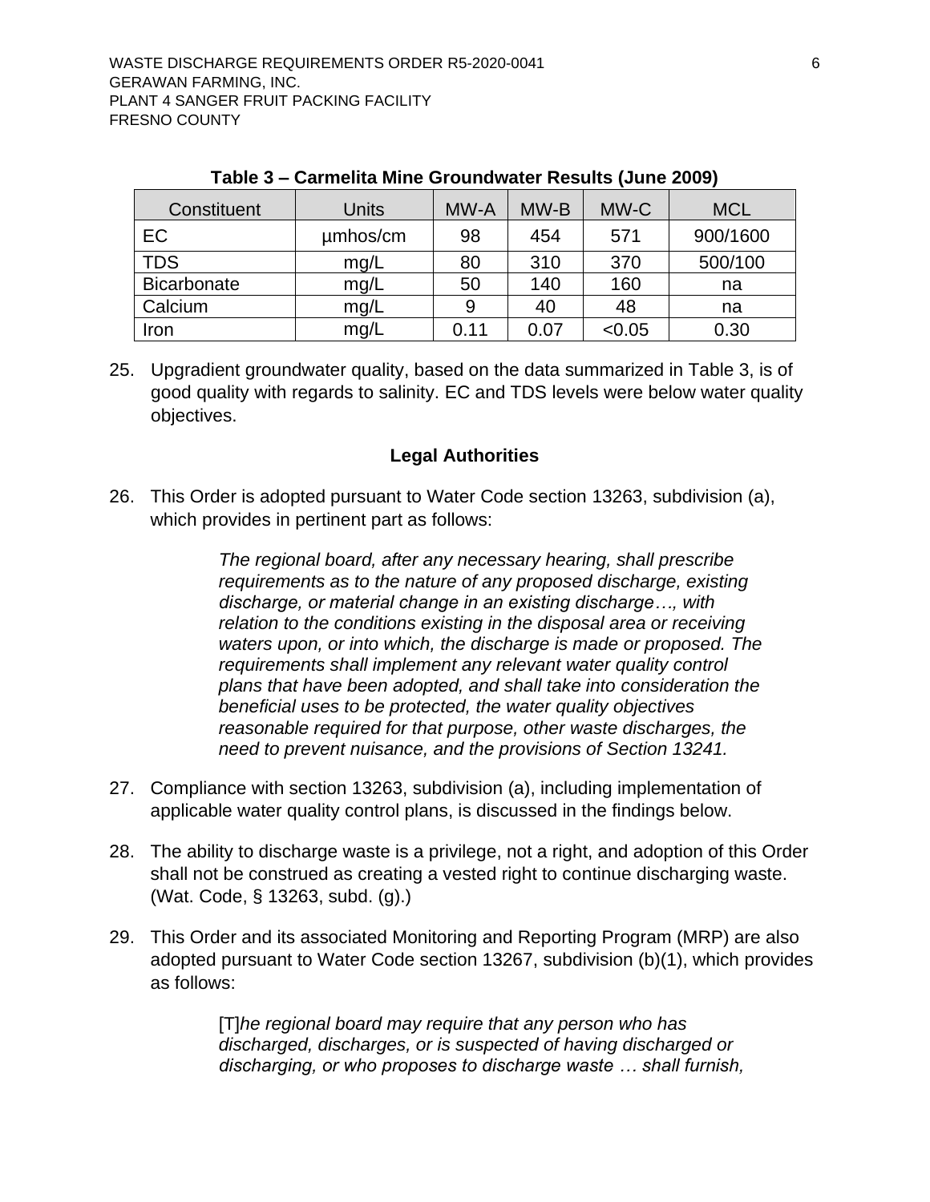**Table 3 – Carmelita Mine Groundwater Results (June 2009)**

| Constituent | Units | MW-A | MW-B | MW-C | MCL |
|---|---|---|---|---|---|
| EC | µmhos/cm | 98 | 454 | 571 | 900/1600 |
| TDS | mg/L | 80 | 310 | 370 | 500/100 |
| Bicarbonate | mg/L | 50 | 140 | 160 | na |
| Calcium | mg/L | 9 | 40 | 48 | na |
| Iron | mg/L | 0.11 | 0.07 | <0.05 | 0.30 |

25. Upgradient groundwater quality, based on the data summarized in Table 3, is of good quality with regards to salinity. EC and TDS levels were below water quality objectives.

### Legal Authorities

26. This Order is adopted pursuant to Water Code section 13263, subdivision (a), which provides in pertinent part as follows:

> *The regional board, after any necessary hearing, shall prescribe requirements as to the nature of any proposed discharge, existing discharge, or material change in an existing discharge…, with relation to the conditions existing in the disposal area or receiving waters upon, or into which, the discharge is made or proposed. The requirements shall implement any relevant water quality control plans that have been adopted, and shall take into consideration the beneficial uses to be protected, the water quality objectives reasonable required for that purpose, other waste discharges, the need to prevent nuisance, and the provisions of Section 13241.*

27. Compliance with section 13263, subdivision (a), including implementation of applicable water quality control plans, is discussed in the findings below.

28. The ability to discharge waste is a privilege, not a right, and adoption of this Order shall not be construed as creating a vested right to continue discharging waste. (Wat. Code, § 13263, subd. (g).)

29. This Order and its associated Monitoring and Reporting Program (MRP) are also adopted pursuant to Water Code section 13267, subdivision (b)(1), which provides as follows:

> [T]*he regional board may require that any person who has discharged, discharges, or is suspected of having discharged or discharging, or who proposes to discharge waste … shall furnish,*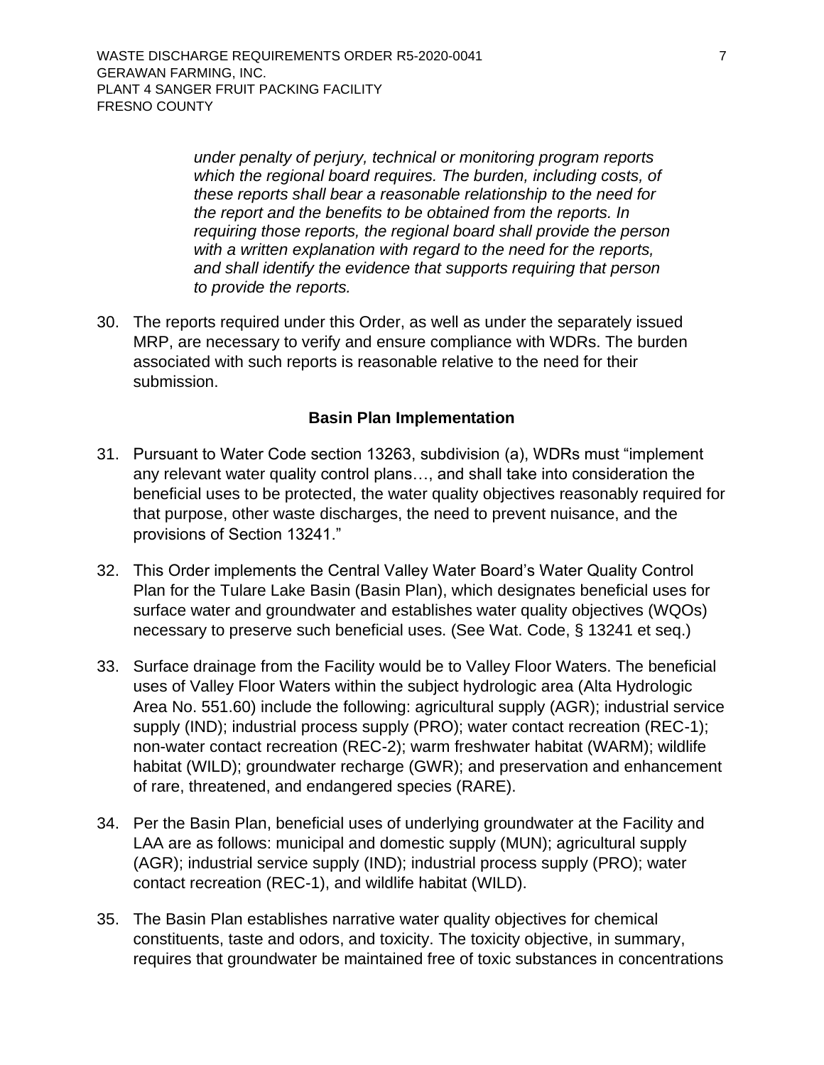*under penalty of perjury, technical or monitoring program reports which the regional board requires. The burden, including costs, of these reports shall bear a reasonable relationship to the need for the report and the benefits to be obtained from the reports. In requiring those reports, the regional board shall provide the person with a written explanation with regard to the need for the reports, and shall identify the evidence that supports requiring that person to provide the reports.*

30. The reports required under this Order, as well as under the separately issued MRP, are necessary to verify and ensure compliance with WDRs. The burden associated with such reports is reasonable relative to the need for their submission.

**Basin Plan Implementation**

31. Pursuant to Water Code section 13263, subdivision (a), WDRs must "implement any relevant water quality control plans…, and shall take into consideration the beneficial uses to be protected, the water quality objectives reasonably required for that purpose, other waste discharges, the need to prevent nuisance, and the provisions of Section 13241."

32. This Order implements the Central Valley Water Board's Water Quality Control Plan for the Tulare Lake Basin (Basin Plan), which designates beneficial uses for surface water and groundwater and establishes water quality objectives (WQOs) necessary to preserve such beneficial uses. (See Wat. Code, § 13241 et seq.)

33. Surface drainage from the Facility would be to Valley Floor Waters. The beneficial uses of Valley Floor Waters within the subject hydrologic area (Alta Hydrologic Area No. 551.60) include the following: agricultural supply (AGR); industrial service supply (IND); industrial process supply (PRO); water contact recreation (REC-1); non-water contact recreation (REC-2); warm freshwater habitat (WARM); wildlife habitat (WILD); groundwater recharge (GWR); and preservation and enhancement of rare, threatened, and endangered species (RARE).

34. Per the Basin Plan, beneficial uses of underlying groundwater at the Facility and LAA are as follows: municipal and domestic supply (MUN); agricultural supply (AGR); industrial service supply (IND); industrial process supply (PRO); water contact recreation (REC-1), and wildlife habitat (WILD).

35. The Basin Plan establishes narrative water quality objectives for chemical constituents, taste and odors, and toxicity. The toxicity objective, in summary, requires that groundwater be maintained free of toxic substances in concentrations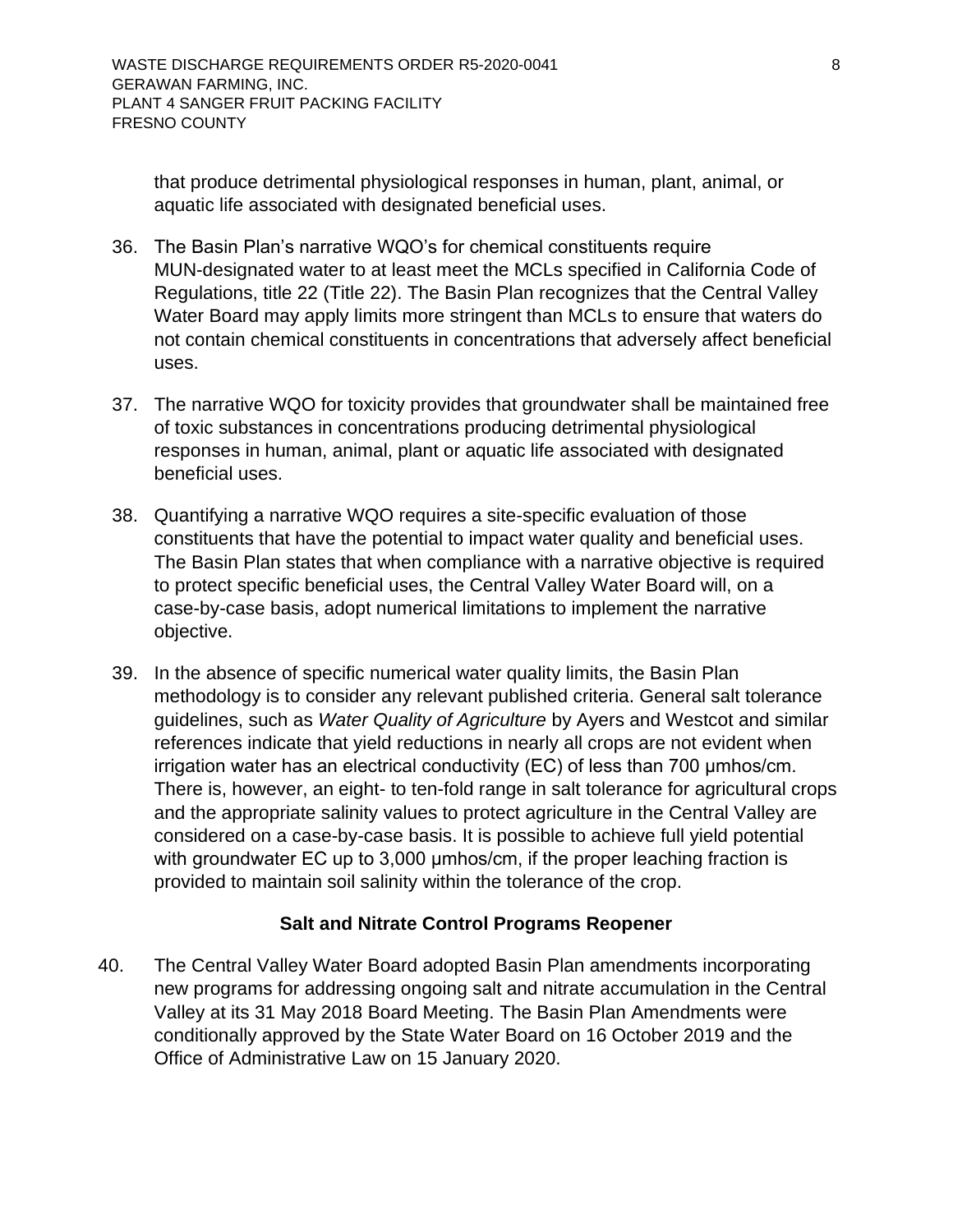that produce detrimental physiological responses in human, plant, animal, or aquatic life associated with designated beneficial uses.

36. The Basin Plan's narrative WQO's for chemical constituents require MUN-designated water to at least meet the MCLs specified in California Code of Regulations, title 22 (Title 22). The Basin Plan recognizes that the Central Valley Water Board may apply limits more stringent than MCLs to ensure that waters do not contain chemical constituents in concentrations that adversely affect beneficial uses.

37. The narrative WQO for toxicity provides that groundwater shall be maintained free of toxic substances in concentrations producing detrimental physiological responses in human, animal, plant or aquatic life associated with designated beneficial uses.

38. Quantifying a narrative WQO requires a site-specific evaluation of those constituents that have the potential to impact water quality and beneficial uses. The Basin Plan states that when compliance with a narrative objective is required to protect specific beneficial uses, the Central Valley Water Board will, on a case-by-case basis, adopt numerical limitations to implement the narrative objective.

39. In the absence of specific numerical water quality limits, the Basin Plan methodology is to consider any relevant published criteria. General salt tolerance guidelines, such as *Water Quality of Agriculture* by Ayers and Westcot and similar references indicate that yield reductions in nearly all crops are not evident when irrigation water has an electrical conductivity (EC) of less than 700 μmhos/cm. There is, however, an eight- to ten-fold range in salt tolerance for agricultural crops and the appropriate salinity values to protect agriculture in the Central Valley are considered on a case-by-case basis. It is possible to achieve full yield potential with groundwater EC up to 3,000 μmhos/cm, if the proper leaching fraction is provided to maintain soil salinity within the tolerance of the crop.

### Salt and Nitrate Control Programs Reopener

40. The Central Valley Water Board adopted Basin Plan amendments incorporating new programs for addressing ongoing salt and nitrate accumulation in the Central Valley at its 31 May 2018 Board Meeting. The Basin Plan Amendments were conditionally approved by the State Water Board on 16 October 2019 and the Office of Administrative Law on 15 January 2020.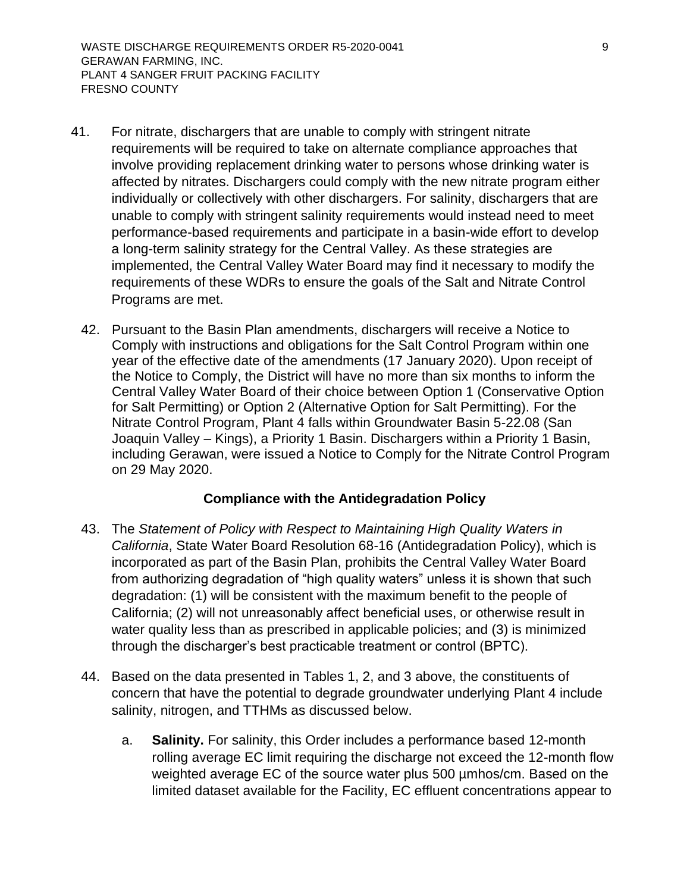41. For nitrate, dischargers that are unable to comply with stringent nitrate requirements will be required to take on alternate compliance approaches that involve providing replacement drinking water to persons whose drinking water is affected by nitrates. Dischargers could comply with the new nitrate program either individually or collectively with other dischargers. For salinity, dischargers that are unable to comply with stringent salinity requirements would instead need to meet performance-based requirements and participate in a basin-wide effort to develop a long-term salinity strategy for the Central Valley. As these strategies are implemented, the Central Valley Water Board may find it necessary to modify the requirements of these WDRs to ensure the goals of the Salt and Nitrate Control Programs are met.

42. Pursuant to the Basin Plan amendments, dischargers will receive a Notice to Comply with instructions and obligations for the Salt Control Program within one year of the effective date of the amendments (17 January 2020). Upon receipt of the Notice to Comply, the District will have no more than six months to inform the Central Valley Water Board of their choice between Option 1 (Conservative Option for Salt Permitting) or Option 2 (Alternative Option for Salt Permitting). For the Nitrate Control Program, Plant 4 falls within Groundwater Basin 5-22.08 (San Joaquin Valley – Kings), a Priority 1 Basin. Dischargers within a Priority 1 Basin, including Gerawan, were issued a Notice to Comply for the Nitrate Control Program on 29 May 2020.

### Compliance with the Antidegradation Policy

43. The *Statement of Policy with Respect to Maintaining High Quality Waters in California*, State Water Board Resolution 68-16 (Antidegradation Policy), which is incorporated as part of the Basin Plan, prohibits the Central Valley Water Board from authorizing degradation of "high quality waters" unless it is shown that such degradation: (1) will be consistent with the maximum benefit to the people of California; (2) will not unreasonably affect beneficial uses, or otherwise result in water quality less than as prescribed in applicable policies; and (3) is minimized through the discharger's best practicable treatment or control (BPTC).

44. Based on the data presented in Tables 1, 2, and 3 above, the constituents of concern that have the potential to degrade groundwater underlying Plant 4 include salinity, nitrogen, and TTHMs as discussed below.

    a. **Salinity.** For salinity, this Order includes a performance based 12-month rolling average EC limit requiring the discharge not exceed the 12-month flow weighted average EC of the source water plus 500 µmhos/cm. Based on the limited dataset available for the Facility, EC effluent concentrations appear to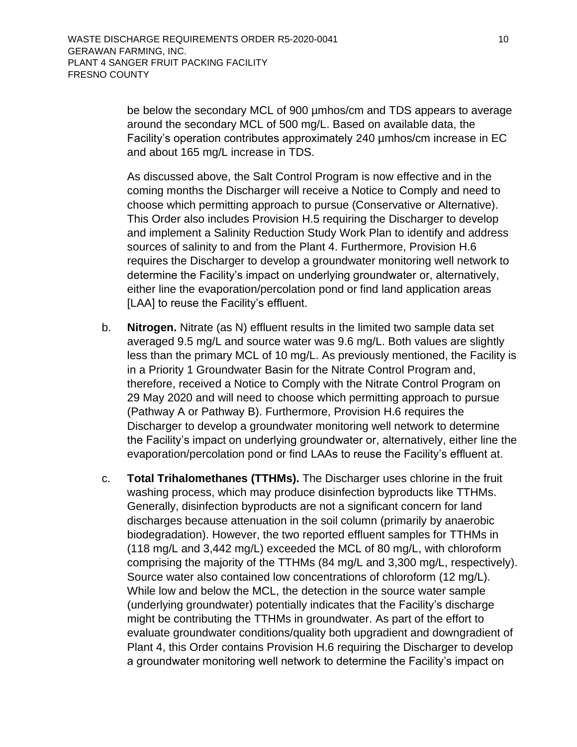be below the secondary MCL of 900 µmhos/cm and TDS appears to average around the secondary MCL of 500 mg/L. Based on available data, the Facility's operation contributes approximately 240 µmhos/cm increase in EC and about 165 mg/L increase in TDS.

As discussed above, the Salt Control Program is now effective and in the coming months the Discharger will receive a Notice to Comply and need to choose which permitting approach to pursue (Conservative or Alternative). This Order also includes Provision H.5 requiring the Discharger to develop and implement a Salinity Reduction Study Work Plan to identify and address sources of salinity to and from the Plant 4. Furthermore, Provision H.6 requires the Discharger to develop a groundwater monitoring well network to determine the Facility's impact on underlying groundwater or, alternatively, either line the evaporation/percolation pond or find land application areas [LAA] to reuse the Facility's effluent.

b. **Nitrogen.** Nitrate (as N) effluent results in the limited two sample data set averaged 9.5 mg/L and source water was 9.6 mg/L. Both values are slightly less than the primary MCL of 10 mg/L. As previously mentioned, the Facility is in a Priority 1 Groundwater Basin for the Nitrate Control Program and, therefore, received a Notice to Comply with the Nitrate Control Program on 29 May 2020 and will need to choose which permitting approach to pursue (Pathway A or Pathway B). Furthermore, Provision H.6 requires the Discharger to develop a groundwater monitoring well network to determine the Facility's impact on underlying groundwater or, alternatively, either line the evaporation/percolation pond or find LAAs to reuse the Facility's effluent at.

c. **Total Trihalomethanes (TTHMs).** The Discharger uses chlorine in the fruit washing process, which may produce disinfection byproducts like TTHMs. Generally, disinfection byproducts are not a significant concern for land discharges because attenuation in the soil column (primarily by anaerobic biodegradation). However, the two reported effluent samples for TTHMs in (118 mg/L and 3,442 mg/L) exceeded the MCL of 80 mg/L, with chloroform comprising the majority of the TTHMs (84 mg/L and 3,300 mg/L, respectively). Source water also contained low concentrations of chloroform (12 mg/L). While low and below the MCL, the detection in the source water sample (underlying groundwater) potentially indicates that the Facility's discharge might be contributing the TTHMs in groundwater. As part of the effort to evaluate groundwater conditions/quality both upgradient and downgradient of Plant 4, this Order contains Provision H.6 requiring the Discharger to develop a groundwater monitoring well network to determine the Facility's impact on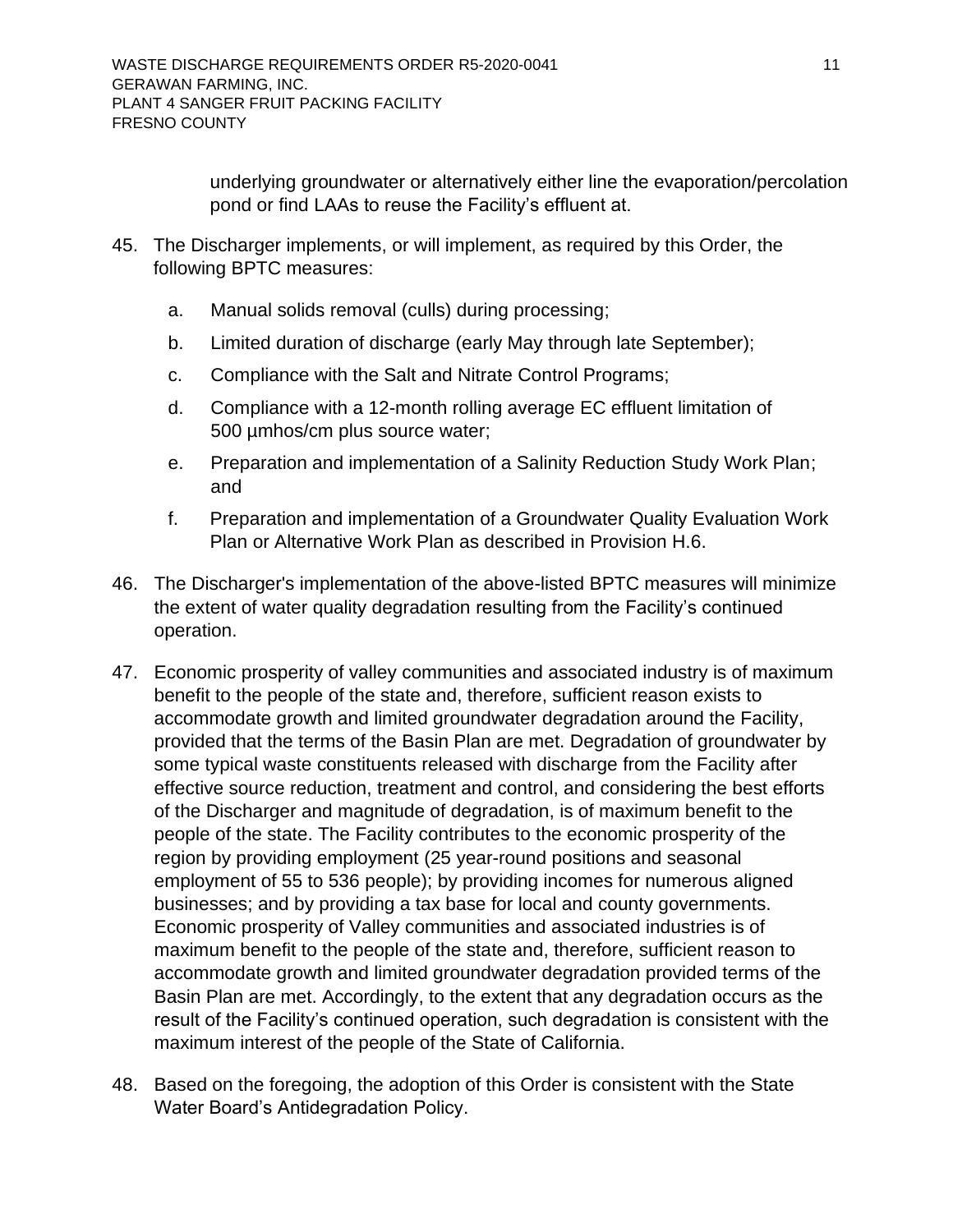underlying groundwater or alternatively either line the evaporation/percolation pond or find LAAs to reuse the Facility's effluent at.

45. The Discharger implements, or will implement, as required by this Order, the following BPTC measures:

    a. Manual solids removal (culls) during processing;

    b. Limited duration of discharge (early May through late September);

    c. Compliance with the Salt and Nitrate Control Programs;

    d. Compliance with a 12-month rolling average EC effluent limitation of 500 µmhos/cm plus source water;

    e. Preparation and implementation of a Salinity Reduction Study Work Plan; and

    f. Preparation and implementation of a Groundwater Quality Evaluation Work Plan or Alternative Work Plan as described in Provision H.6.

46. The Discharger's implementation of the above-listed BPTC measures will minimize the extent of water quality degradation resulting from the Facility's continued operation.

47. Economic prosperity of valley communities and associated industry is of maximum benefit to the people of the state and, therefore, sufficient reason exists to accommodate growth and limited groundwater degradation around the Facility, provided that the terms of the Basin Plan are met. Degradation of groundwater by some typical waste constituents released with discharge from the Facility after effective source reduction, treatment and control, and considering the best efforts of the Discharger and magnitude of degradation, is of maximum benefit to the people of the state. The Facility contributes to the economic prosperity of the region by providing employment (25 year-round positions and seasonal employment of 55 to 536 people); by providing incomes for numerous aligned businesses; and by providing a tax base for local and county governments. Economic prosperity of Valley communities and associated industries is of maximum benefit to the people of the state and, therefore, sufficient reason to accommodate growth and limited groundwater degradation provided terms of the Basin Plan are met. Accordingly, to the extent that any degradation occurs as the result of the Facility's continued operation, such degradation is consistent with the maximum interest of the people of the State of California.

48. Based on the foregoing, the adoption of this Order is consistent with the State Water Board's Antidegradation Policy.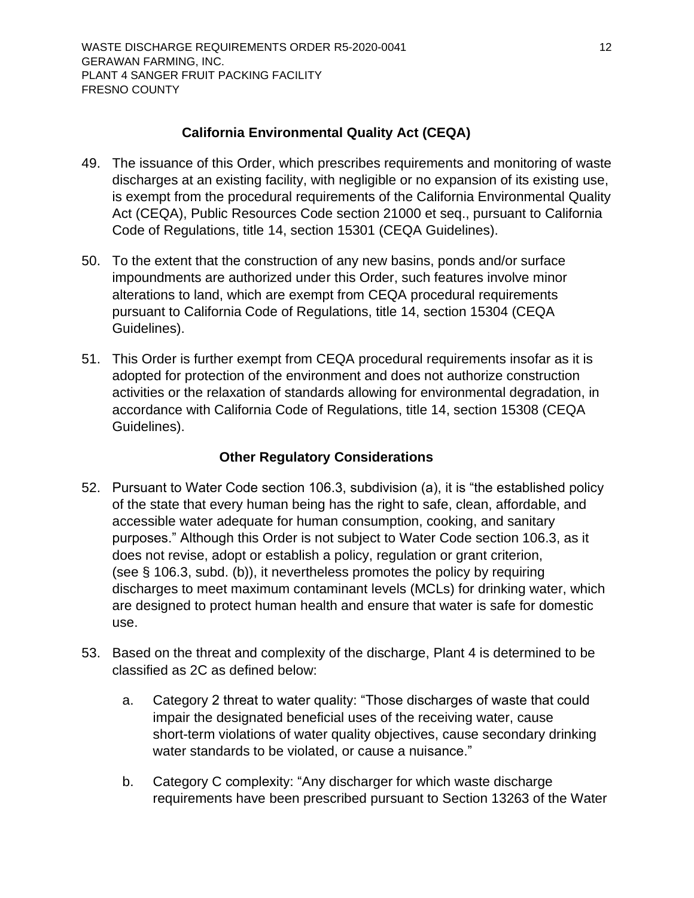## California Environmental Quality Act (CEQA)

49. The issuance of this Order, which prescribes requirements and monitoring of waste discharges at an existing facility, with negligible or no expansion of its existing use, is exempt from the procedural requirements of the California Environmental Quality Act (CEQA), Public Resources Code section 21000 et seq., pursuant to California Code of Regulations, title 14, section 15301 (CEQA Guidelines).

50. To the extent that the construction of any new basins, ponds and/or surface impoundments are authorized under this Order, such features involve minor alterations to land, which are exempt from CEQA procedural requirements pursuant to California Code of Regulations, title 14, section 15304 (CEQA Guidelines).

51. This Order is further exempt from CEQA procedural requirements insofar as it is adopted for protection of the environment and does not authorize construction activities or the relaxation of standards allowing for environmental degradation, in accordance with California Code of Regulations, title 14, section 15308 (CEQA Guidelines).

## Other Regulatory Considerations

52. Pursuant to Water Code section 106.3, subdivision (a), it is "the established policy of the state that every human being has the right to safe, clean, affordable, and accessible water adequate for human consumption, cooking, and sanitary purposes." Although this Order is not subject to Water Code section 106.3, as it does not revise, adopt or establish a policy, regulation or grant criterion, (see § 106.3, subd. (b)), it nevertheless promotes the policy by requiring discharges to meet maximum contaminant levels (MCLs) for drinking water, which are designed to protect human health and ensure that water is safe for domestic use.

53. Based on the threat and complexity of the discharge, Plant 4 is determined to be classified as 2C as defined below:

    a. Category 2 threat to water quality: "Those discharges of waste that could impair the designated beneficial uses of the receiving water, cause short-term violations of water quality objectives, cause secondary drinking water standards to be violated, or cause a nuisance."

    b. Category C complexity: "Any discharger for which waste discharge requirements have been prescribed pursuant to Section 13263 of the Water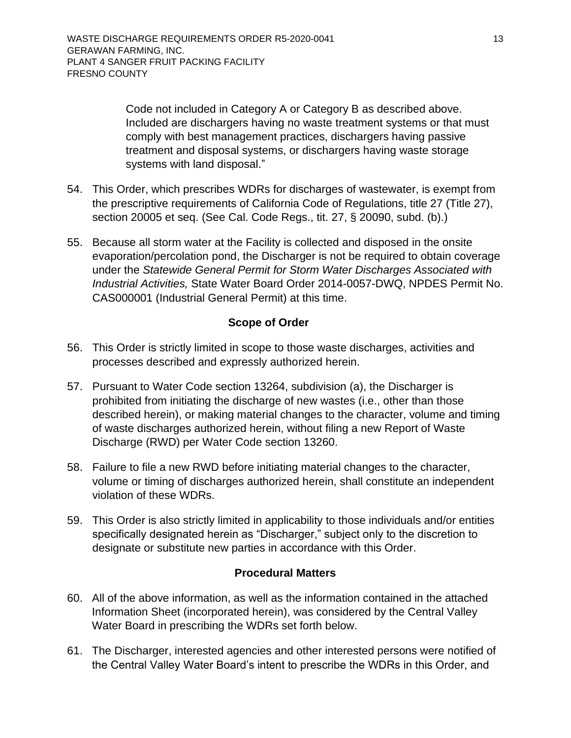Code not included in Category A or Category B as described above. Included are dischargers having no waste treatment systems or that must comply with best management practices, dischargers having passive treatment and disposal systems, or dischargers having waste storage systems with land disposal."

54. This Order, which prescribes WDRs for discharges of wastewater, is exempt from the prescriptive requirements of California Code of Regulations, title 27 (Title 27), section 20005 et seq. (See Cal. Code Regs., tit. 27, § 20090, subd. (b).)

55. Because all storm water at the Facility is collected and disposed in the onsite evaporation/percolation pond, the Discharger is not be required to obtain coverage under the *Statewide General Permit for Storm Water Discharges Associated with Industrial Activities,* State Water Board Order 2014-0057-DWQ, NPDES Permit No. CAS000001 (Industrial General Permit) at this time.

### Scope of Order

56. This Order is strictly limited in scope to those waste discharges, activities and processes described and expressly authorized herein.

57. Pursuant to Water Code section 13264, subdivision (a), the Discharger is prohibited from initiating the discharge of new wastes (i.e., other than those described herein), or making material changes to the character, volume and timing of waste discharges authorized herein, without filing a new Report of Waste Discharge (RWD) per Water Code section 13260.

58. Failure to file a new RWD before initiating material changes to the character, volume or timing of discharges authorized herein, shall constitute an independent violation of these WDRs.

59. This Order is also strictly limited in applicability to those individuals and/or entities specifically designated herein as "Discharger," subject only to the discretion to designate or substitute new parties in accordance with this Order.

### Procedural Matters

60. All of the above information, as well as the information contained in the attached Information Sheet (incorporated herein), was considered by the Central Valley Water Board in prescribing the WDRs set forth below.

61. The Discharger, interested agencies and other interested persons were notified of the Central Valley Water Board's intent to prescribe the WDRs in this Order, and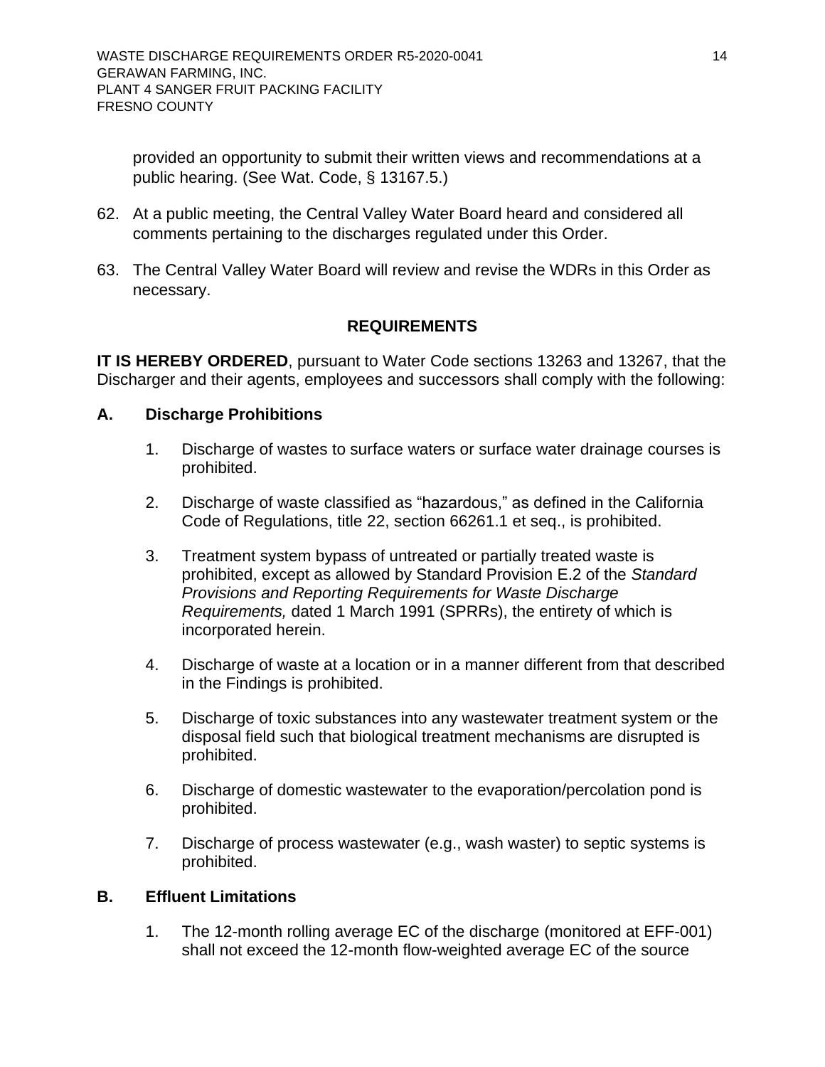provided an opportunity to submit their written views and recommendations at a public hearing. (See Wat. Code, § 13167.5.)

62. At a public meeting, the Central Valley Water Board heard and considered all comments pertaining to the discharges regulated under this Order.

63. The Central Valley Water Board will review and revise the WDRs in this Order as necessary.

## REQUIREMENTS

**IT IS HEREBY ORDERED**, pursuant to Water Code sections 13263 and 13267, that the Discharger and their agents, employees and successors shall comply with the following:

### A. Discharge Prohibitions

1. Discharge of wastes to surface waters or surface water drainage courses is prohibited.

2. Discharge of waste classified as "hazardous," as defined in the California Code of Regulations, title 22, section 66261.1 et seq., is prohibited.

3. Treatment system bypass of untreated or partially treated waste is prohibited, except as allowed by Standard Provision E.2 of the *Standard Provisions and Reporting Requirements for Waste Discharge Requirements,* dated 1 March 1991 (SPRRs), the entirety of which is incorporated herein.

4. Discharge of waste at a location or in a manner different from that described in the Findings is prohibited.

5. Discharge of toxic substances into any wastewater treatment system or the disposal field such that biological treatment mechanisms are disrupted is prohibited.

6. Discharge of domestic wastewater to the evaporation/percolation pond is prohibited.

7. Discharge of process wastewater (e.g., wash waster) to septic systems is prohibited.

### B. Effluent Limitations

1. The 12-month rolling average EC of the discharge (monitored at EFF-001) shall not exceed the 12-month flow-weighted average EC of the source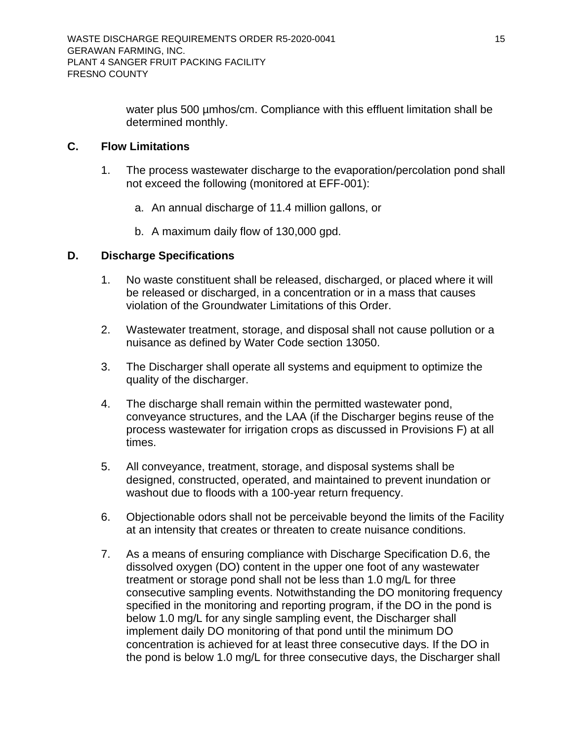water plus 500 µmhos/cm. Compliance with this effluent limitation shall be determined monthly.

## C. Flow Limitations

1. The process wastewater discharge to the evaporation/percolation pond shall not exceed the following (monitored at EFF-001):

   a. An annual discharge of 11.4 million gallons, or

   b. A maximum daily flow of 130,000 gpd.

## D. Discharge Specifications

1. No waste constituent shall be released, discharged, or placed where it will be released or discharged, in a concentration or in a mass that causes violation of the Groundwater Limitations of this Order.

2. Wastewater treatment, storage, and disposal shall not cause pollution or a nuisance as defined by Water Code section 13050.

3. The Discharger shall operate all systems and equipment to optimize the quality of the discharger.

4. The discharge shall remain within the permitted wastewater pond, conveyance structures, and the LAA (if the Discharger begins reuse of the process wastewater for irrigation crops as discussed in Provisions F) at all times.

5. All conveyance, treatment, storage, and disposal systems shall be designed, constructed, operated, and maintained to prevent inundation or washout due to floods with a 100-year return frequency.

6. Objectionable odors shall not be perceivable beyond the limits of the Facility at an intensity that creates or threaten to create nuisance conditions.

7. As a means of ensuring compliance with Discharge Specification D.6, the dissolved oxygen (DO) content in the upper one foot of any wastewater treatment or storage pond shall not be less than 1.0 mg/L for three consecutive sampling events. Notwithstanding the DO monitoring frequency specified in the monitoring and reporting program, if the DO in the pond is below 1.0 mg/L for any single sampling event, the Discharger shall implement daily DO monitoring of that pond until the minimum DO concentration is achieved for at least three consecutive days. If the DO in the pond is below 1.0 mg/L for three consecutive days, the Discharger shall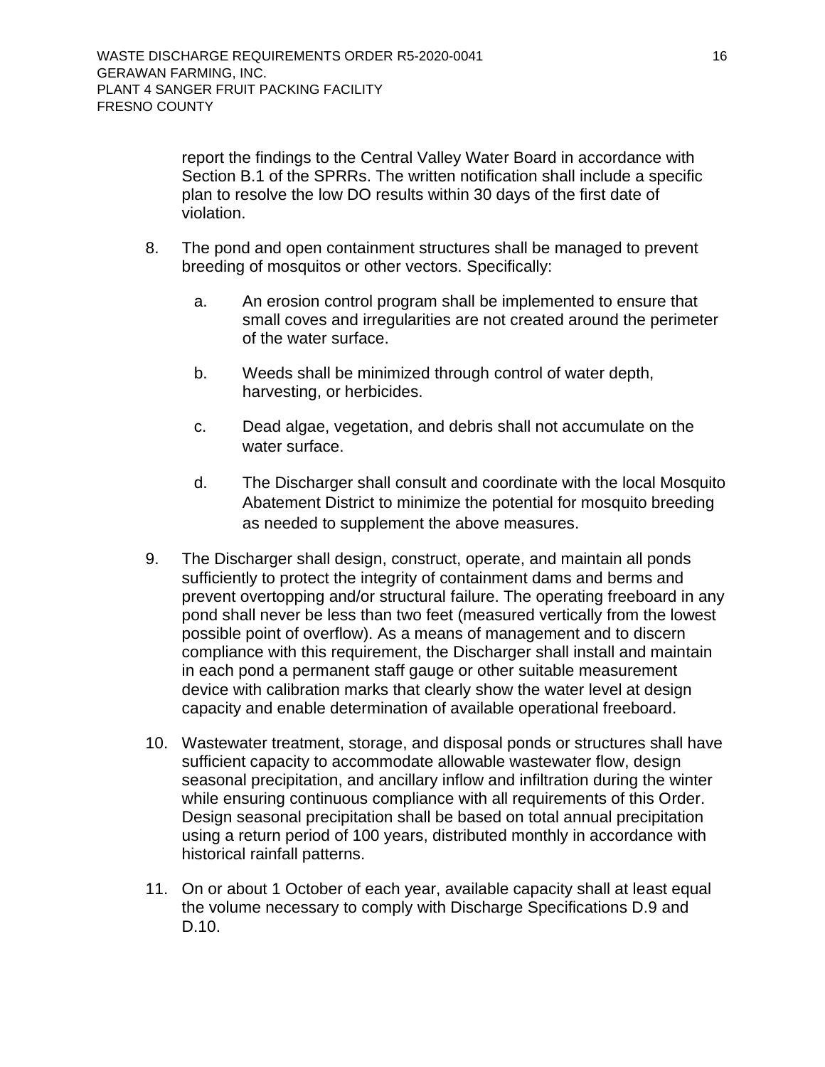report the findings to the Central Valley Water Board in accordance with Section B.1 of the SPRRs. The written notification shall include a specific plan to resolve the low DO results within 30 days of the first date of violation.

8. The pond and open containment structures shall be managed to prevent breeding of mosquitos or other vectors. Specifically:

   a. An erosion control program shall be implemented to ensure that small coves and irregularities are not created around the perimeter of the water surface.

   b. Weeds shall be minimized through control of water depth, harvesting, or herbicides.

   c. Dead algae, vegetation, and debris shall not accumulate on the water surface.

   d. The Discharger shall consult and coordinate with the local Mosquito Abatement District to minimize the potential for mosquito breeding as needed to supplement the above measures.

9. The Discharger shall design, construct, operate, and maintain all ponds sufficiently to protect the integrity of containment dams and berms and prevent overtopping and/or structural failure. The operating freeboard in any pond shall never be less than two feet (measured vertically from the lowest possible point of overflow). As a means of management and to discern compliance with this requirement, the Discharger shall install and maintain in each pond a permanent staff gauge or other suitable measurement device with calibration marks that clearly show the water level at design capacity and enable determination of available operational freeboard.

10. Wastewater treatment, storage, and disposal ponds or structures shall have sufficient capacity to accommodate allowable wastewater flow, design seasonal precipitation, and ancillary inflow and infiltration during the winter while ensuring continuous compliance with all requirements of this Order. Design seasonal precipitation shall be based on total annual precipitation using a return period of 100 years, distributed monthly in accordance with historical rainfall patterns.

11. On or about 1 October of each year, available capacity shall at least equal the volume necessary to comply with Discharge Specifications D.9 and D.10.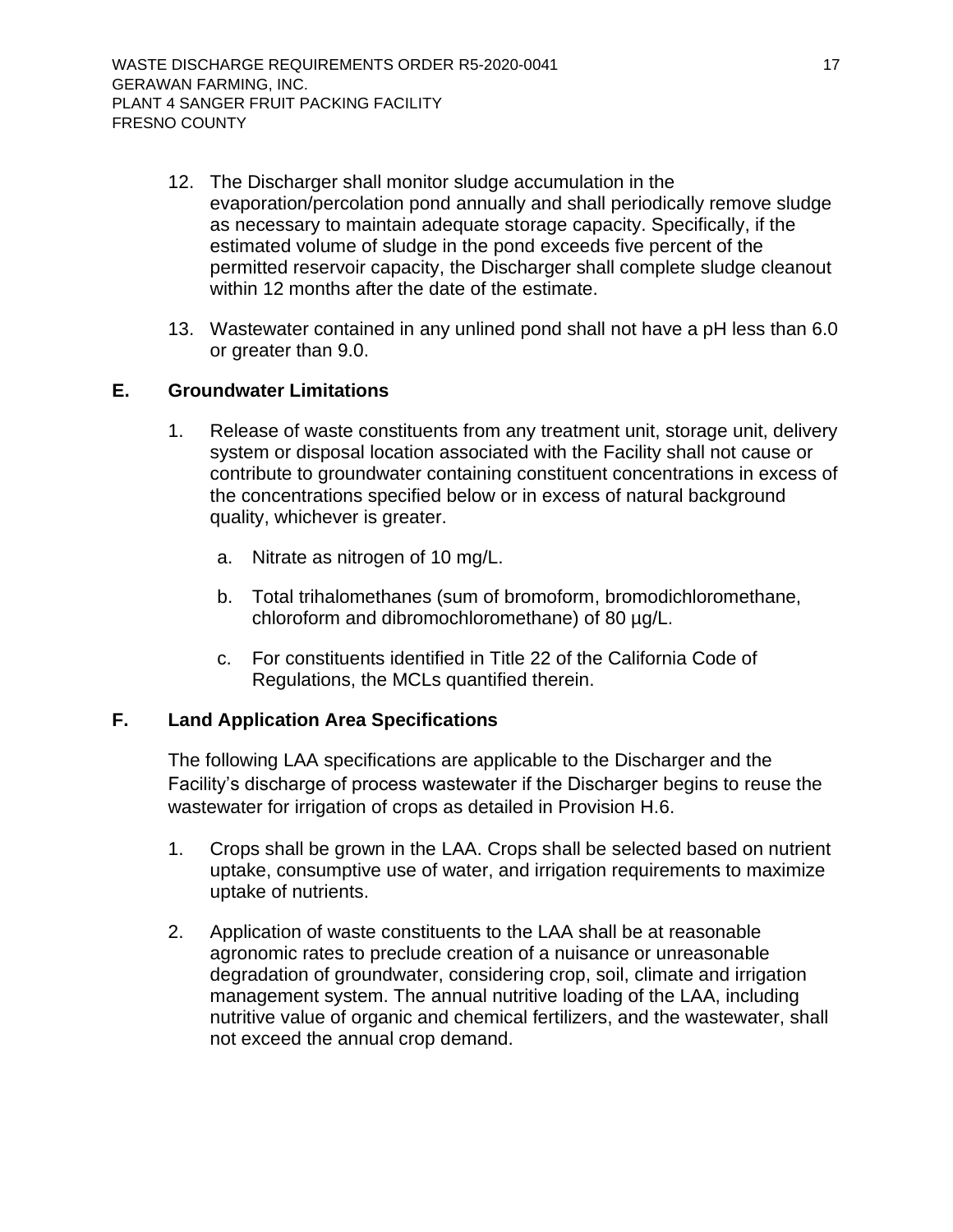12. The Discharger shall monitor sludge accumulation in the evaporation/percolation pond annually and shall periodically remove sludge as necessary to maintain adequate storage capacity. Specifically, if the estimated volume of sludge in the pond exceeds five percent of the permitted reservoir capacity, the Discharger shall complete sludge cleanout within 12 months after the date of the estimate.

13. Wastewater contained in any unlined pond shall not have a pH less than 6.0 or greater than 9.0.

## E. Groundwater Limitations

1. Release of waste constituents from any treatment unit, storage unit, delivery system or disposal location associated with the Facility shall not cause or contribute to groundwater containing constituent concentrations in excess of the concentrations specified below or in excess of natural background quality, whichever is greater.

    a. Nitrate as nitrogen of 10 mg/L.

    b. Total trihalomethanes (sum of bromoform, bromodichloromethane, chloroform and dibromochloromethane) of 80 µg/L.

    c. For constituents identified in Title 22 of the California Code of Regulations, the MCLs quantified therein.

## F. Land Application Area Specifications

The following LAA specifications are applicable to the Discharger and the Facility's discharge of process wastewater if the Discharger begins to reuse the wastewater for irrigation of crops as detailed in Provision H.6.

1. Crops shall be grown in the LAA. Crops shall be selected based on nutrient uptake, consumptive use of water, and irrigation requirements to maximize uptake of nutrients.

2. Application of waste constituents to the LAA shall be at reasonable agronomic rates to preclude creation of a nuisance or unreasonable degradation of groundwater, considering crop, soil, climate and irrigation management system. The annual nutritive loading of the LAA, including nutritive value of organic and chemical fertilizers, and the wastewater, shall not exceed the annual crop demand.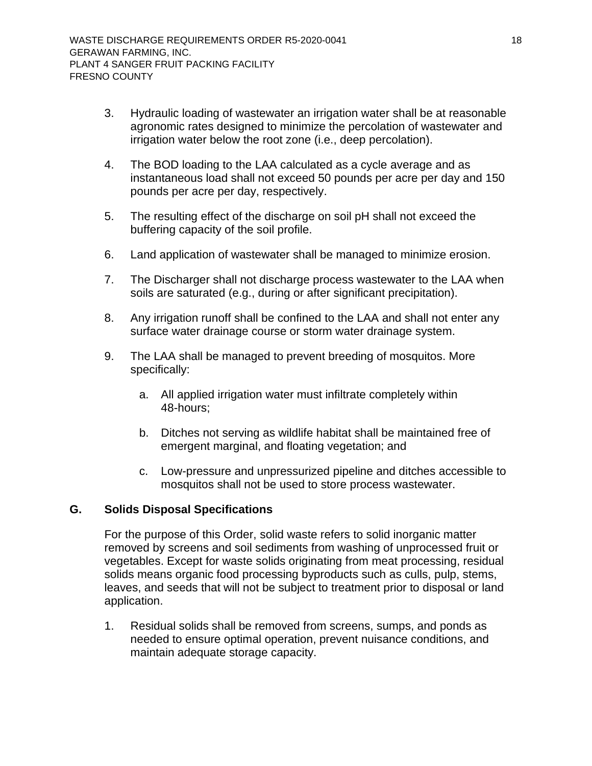3. Hydraulic loading of wastewater an irrigation water shall be at reasonable agronomic rates designed to minimize the percolation of wastewater and irrigation water below the root zone (i.e., deep percolation).

4. The BOD loading to the LAA calculated as a cycle average and as instantaneous load shall not exceed 50 pounds per acre per day and 150 pounds per acre per day, respectively.

5. The resulting effect of the discharge on soil pH shall not exceed the buffering capacity of the soil profile.

6. Land application of wastewater shall be managed to minimize erosion.

7. The Discharger shall not discharge process wastewater to the LAA when soils are saturated (e.g., during or after significant precipitation).

8. Any irrigation runoff shall be confined to the LAA and shall not enter any surface water drainage course or storm water drainage system.

9. The LAA shall be managed to prevent breeding of mosquitos. More specifically:

   a. All applied irrigation water must infiltrate completely within 48-hours;

   b. Ditches not serving as wildlife habitat shall be maintained free of emergent marginal, and floating vegetation; and

   c. Low-pressure and unpressurized pipeline and ditches accessible to mosquitos shall not be used to store process wastewater.

## G. Solids Disposal Specifications

For the purpose of this Order, solid waste refers to solid inorganic matter removed by screens and soil sediments from washing of unprocessed fruit or vegetables. Except for waste solids originating from meat processing, residual solids means organic food processing byproducts such as culls, pulp, stems, leaves, and seeds that will not be subject to treatment prior to disposal or land application.

1. Residual solids shall be removed from screens, sumps, and ponds as needed to ensure optimal operation, prevent nuisance conditions, and maintain adequate storage capacity.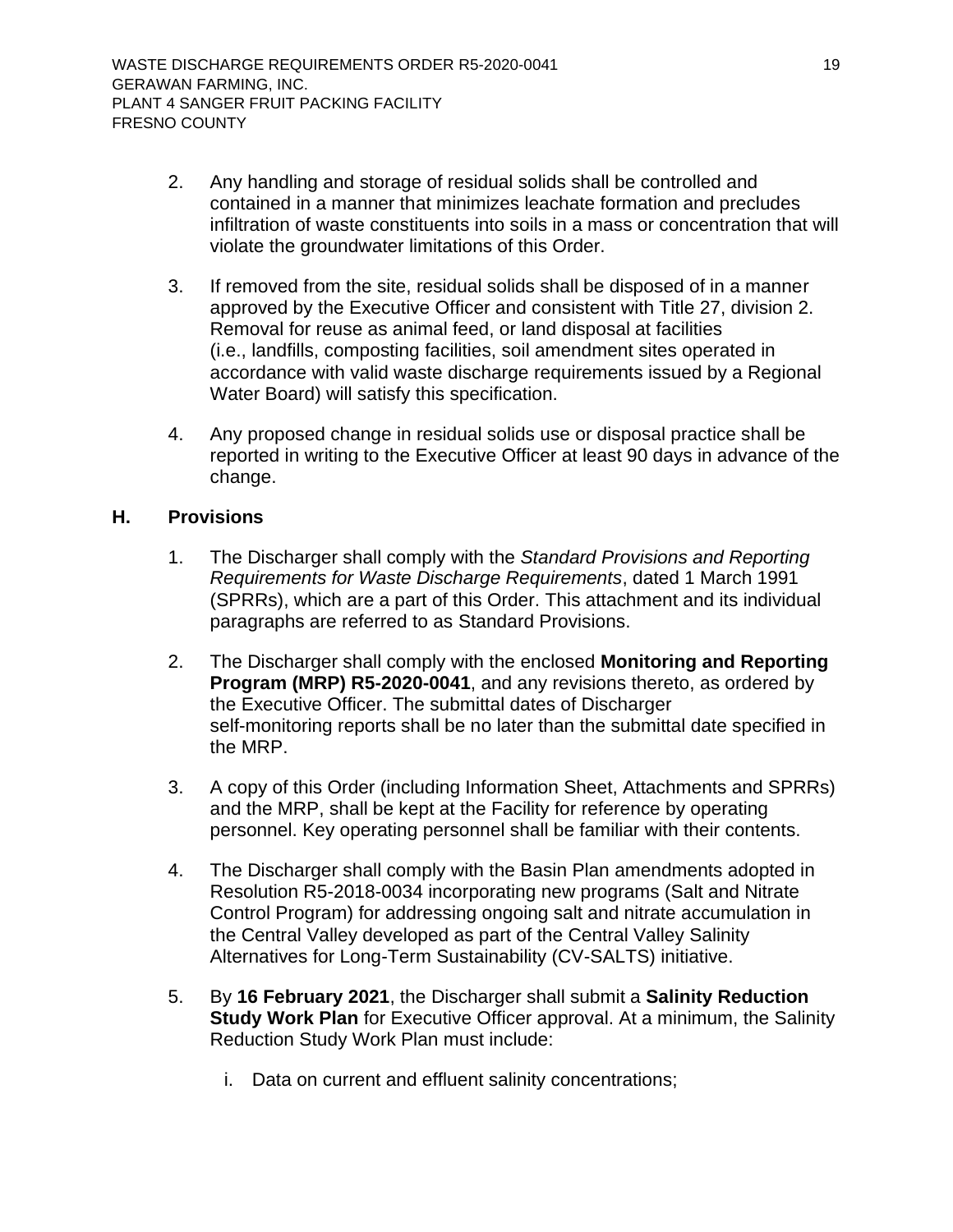2. Any handling and storage of residual solids shall be controlled and contained in a manner that minimizes leachate formation and precludes infiltration of waste constituents into soils in a mass or concentration that will violate the groundwater limitations of this Order.

3. If removed from the site, residual solids shall be disposed of in a manner approved by the Executive Officer and consistent with Title 27, division 2. Removal for reuse as animal feed, or land disposal at facilities (i.e., landfills, composting facilities, soil amendment sites operated in accordance with valid waste discharge requirements issued by a Regional Water Board) will satisfy this specification.

4. Any proposed change in residual solids use or disposal practice shall be reported in writing to the Executive Officer at least 90 days in advance of the change.

## H. Provisions

1. The Discharger shall comply with the *Standard Provisions and Reporting Requirements for Waste Discharge Requirements*, dated 1 March 1991 (SPRRs), which are a part of this Order. This attachment and its individual paragraphs are referred to as Standard Provisions.

2. The Discharger shall comply with the enclosed **Monitoring and Reporting Program (MRP) R5-2020-0041**, and any revisions thereto, as ordered by the Executive Officer. The submittal dates of Discharger self-monitoring reports shall be no later than the submittal date specified in the MRP.

3. A copy of this Order (including Information Sheet, Attachments and SPRRs) and the MRP, shall be kept at the Facility for reference by operating personnel. Key operating personnel shall be familiar with their contents.

4. The Discharger shall comply with the Basin Plan amendments adopted in Resolution R5-2018-0034 incorporating new programs (Salt and Nitrate Control Program) for addressing ongoing salt and nitrate accumulation in the Central Valley developed as part of the Central Valley Salinity Alternatives for Long-Term Sustainability (CV-SALTS) initiative.

5. By **16 February 2021**, the Discharger shall submit a **Salinity Reduction Study Work Plan** for Executive Officer approval. At a minimum, the Salinity Reduction Study Work Plan must include:

   i. Data on current and effluent salinity concentrations;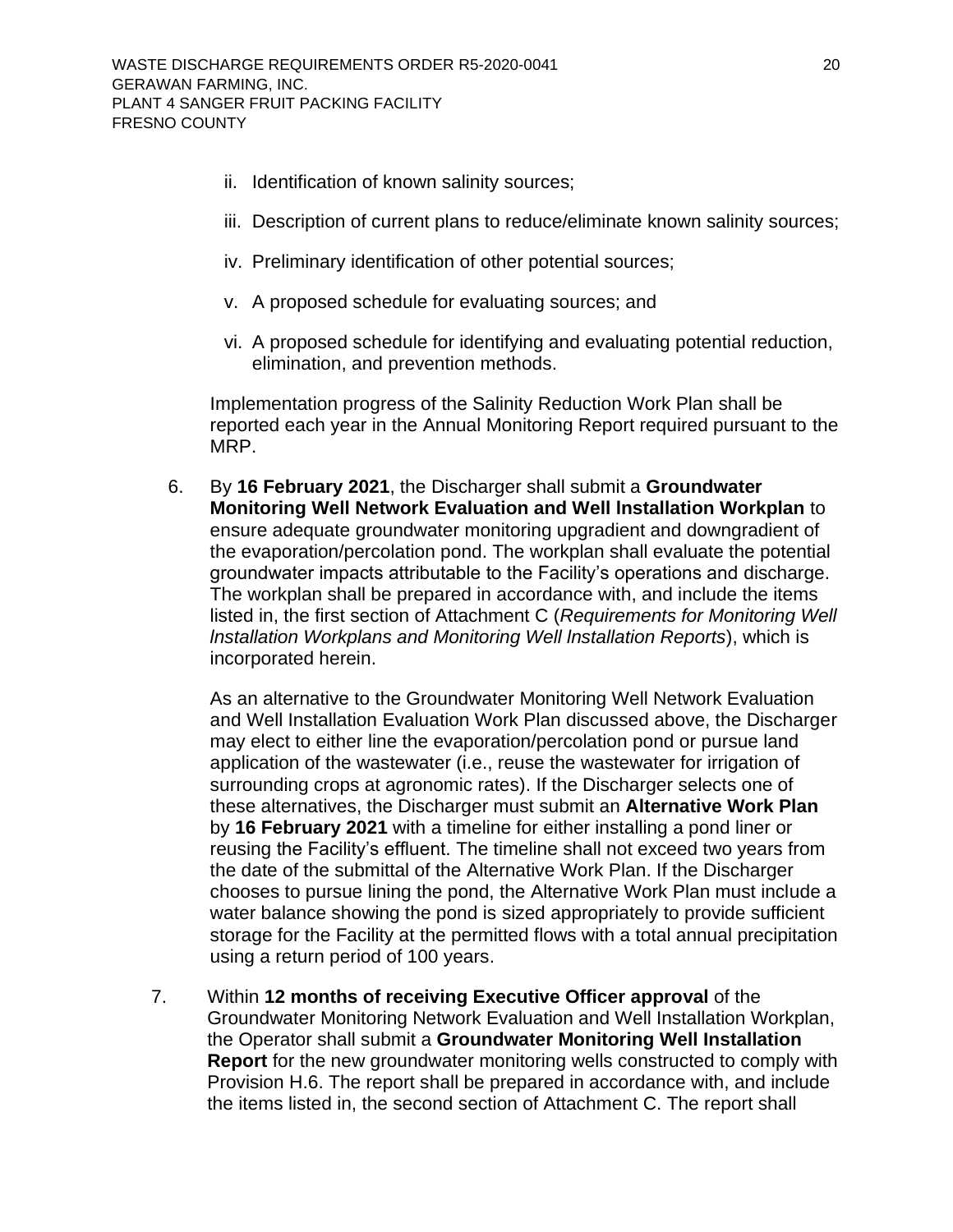ii. Identification of known salinity sources;

iii. Description of current plans to reduce/eliminate known salinity sources;

iv. Preliminary identification of other potential sources;

v. A proposed schedule for evaluating sources; and

vi. A proposed schedule for identifying and evaluating potential reduction, elimination, and prevention methods.

Implementation progress of the Salinity Reduction Work Plan shall be reported each year in the Annual Monitoring Report required pursuant to the MRP.

6. By **16 February 2021**, the Discharger shall submit a **Groundwater Monitoring Well Network Evaluation and Well Installation Workplan** to ensure adequate groundwater monitoring upgradient and downgradient of the evaporation/percolation pond. The workplan shall evaluate the potential groundwater impacts attributable to the Facility's operations and discharge. The workplan shall be prepared in accordance with, and include the items listed in, the first section of Attachment C (*Requirements for Monitoring Well Installation Workplans and Monitoring Well Installation Reports*), which is incorporated herein.

   As an alternative to the Groundwater Monitoring Well Network Evaluation and Well Installation Evaluation Work Plan discussed above, the Discharger may elect to either line the evaporation/percolation pond or pursue land application of the wastewater (i.e., reuse the wastewater for irrigation of surrounding crops at agronomic rates). If the Discharger selects one of these alternatives, the Discharger must submit an **Alternative Work Plan** by **16 February 2021** with a timeline for either installing a pond liner or reusing the Facility's effluent. The timeline shall not exceed two years from the date of the submittal of the Alternative Work Plan. If the Discharger chooses to pursue lining the pond, the Alternative Work Plan must include a water balance showing the pond is sized appropriately to provide sufficient storage for the Facility at the permitted flows with a total annual precipitation using a return period of 100 years.

7. Within **12 months of receiving Executive Officer approval** of the Groundwater Monitoring Network Evaluation and Well Installation Workplan, the Operator shall submit a **Groundwater Monitoring Well Installation Report** for the new groundwater monitoring wells constructed to comply with Provision H.6. The report shall be prepared in accordance with, and include the items listed in, the second section of Attachment C. The report shall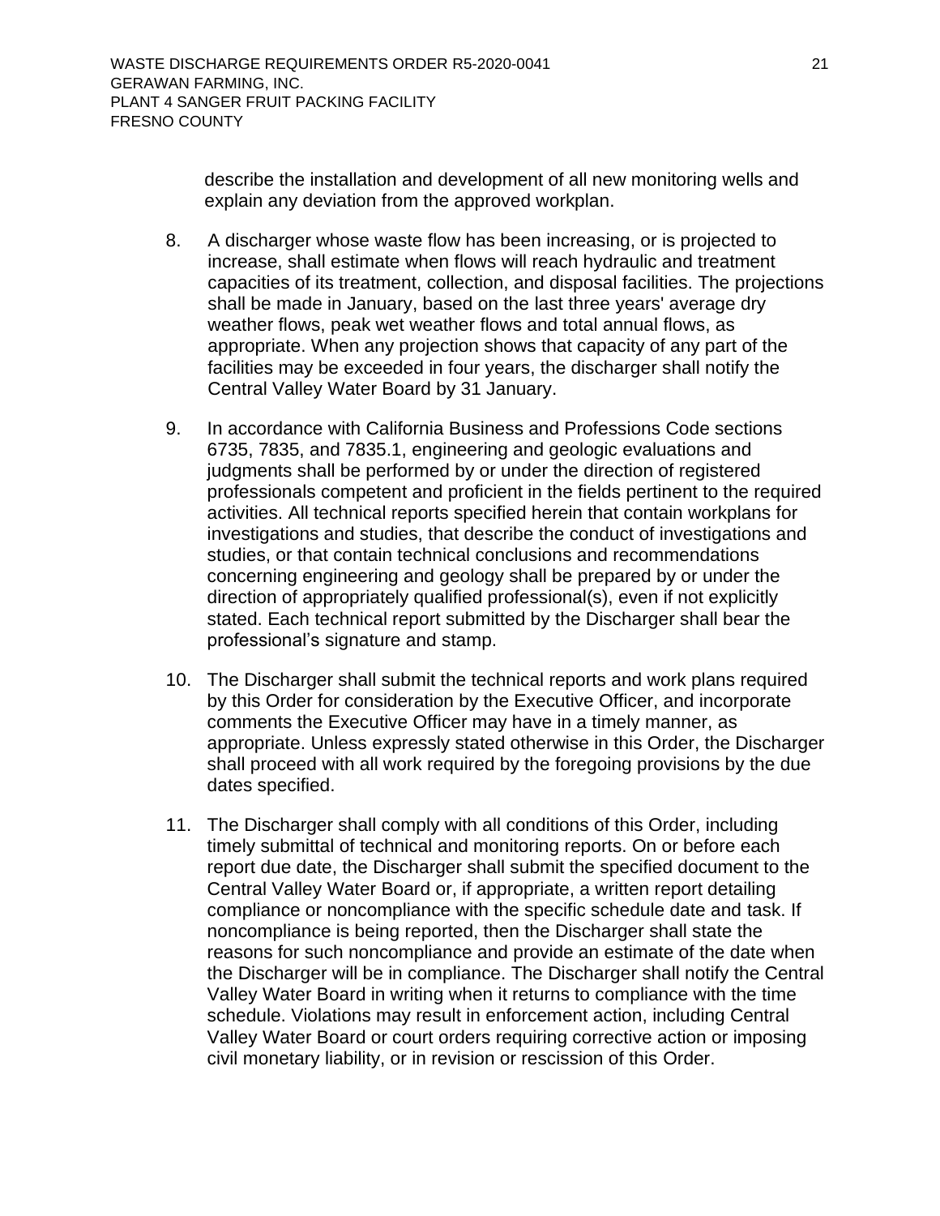describe the installation and development of all new monitoring wells and explain any deviation from the approved workplan.

8. A discharger whose waste flow has been increasing, or is projected to increase, shall estimate when flows will reach hydraulic and treatment capacities of its treatment, collection, and disposal facilities. The projections shall be made in January, based on the last three years' average dry weather flows, peak wet weather flows and total annual flows, as appropriate. When any projection shows that capacity of any part of the facilities may be exceeded in four years, the discharger shall notify the Central Valley Water Board by 31 January.

9. In accordance with California Business and Professions Code sections 6735, 7835, and 7835.1, engineering and geologic evaluations and judgments shall be performed by or under the direction of registered professionals competent and proficient in the fields pertinent to the required activities. All technical reports specified herein that contain workplans for investigations and studies, that describe the conduct of investigations and studies, or that contain technical conclusions and recommendations concerning engineering and geology shall be prepared by or under the direction of appropriately qualified professional(s), even if not explicitly stated. Each technical report submitted by the Discharger shall bear the professional's signature and stamp.

10. The Discharger shall submit the technical reports and work plans required by this Order for consideration by the Executive Officer, and incorporate comments the Executive Officer may have in a timely manner, as appropriate. Unless expressly stated otherwise in this Order, the Discharger shall proceed with all work required by the foregoing provisions by the due dates specified.

11. The Discharger shall comply with all conditions of this Order, including timely submittal of technical and monitoring reports. On or before each report due date, the Discharger shall submit the specified document to the Central Valley Water Board or, if appropriate, a written report detailing compliance or noncompliance with the specific schedule date and task. If noncompliance is being reported, then the Discharger shall state the reasons for such noncompliance and provide an estimate of the date when the Discharger will be in compliance. The Discharger shall notify the Central Valley Water Board in writing when it returns to compliance with the time schedule. Violations may result in enforcement action, including Central Valley Water Board or court orders requiring corrective action or imposing civil monetary liability, or in revision or rescission of this Order.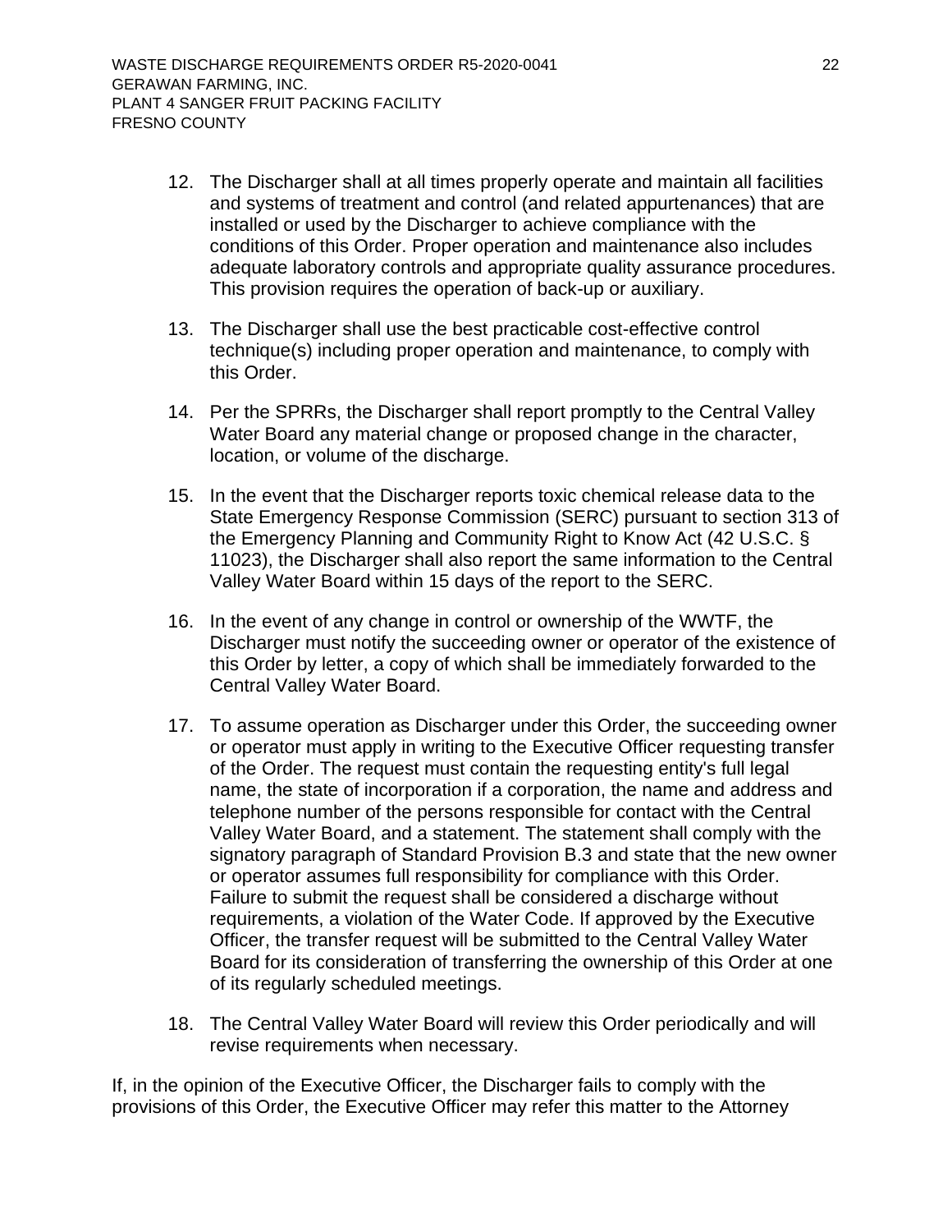12. The Discharger shall at all times properly operate and maintain all facilities and systems of treatment and control (and related appurtenances) that are installed or used by the Discharger to achieve compliance with the conditions of this Order. Proper operation and maintenance also includes adequate laboratory controls and appropriate quality assurance procedures. This provision requires the operation of back-up or auxiliary.

13. The Discharger shall use the best practicable cost-effective control technique(s) including proper operation and maintenance, to comply with this Order.

14. Per the SPRRs, the Discharger shall report promptly to the Central Valley Water Board any material change or proposed change in the character, location, or volume of the discharge.

15. In the event that the Discharger reports toxic chemical release data to the State Emergency Response Commission (SERC) pursuant to section 313 of the Emergency Planning and Community Right to Know Act (42 U.S.C. § 11023), the Discharger shall also report the same information to the Central Valley Water Board within 15 days of the report to the SERC.

16. In the event of any change in control or ownership of the WWTF, the Discharger must notify the succeeding owner or operator of the existence of this Order by letter, a copy of which shall be immediately forwarded to the Central Valley Water Board.

17. To assume operation as Discharger under this Order, the succeeding owner or operator must apply in writing to the Executive Officer requesting transfer of the Order. The request must contain the requesting entity's full legal name, the state of incorporation if a corporation, the name and address and telephone number of the persons responsible for contact with the Central Valley Water Board, and a statement. The statement shall comply with the signatory paragraph of Standard Provision B.3 and state that the new owner or operator assumes full responsibility for compliance with this Order. Failure to submit the request shall be considered a discharge without requirements, a violation of the Water Code. If approved by the Executive Officer, the transfer request will be submitted to the Central Valley Water Board for its consideration of transferring the ownership of this Order at one of its regularly scheduled meetings.

18. The Central Valley Water Board will review this Order periodically and will revise requirements when necessary.

If, in the opinion of the Executive Officer, the Discharger fails to comply with the provisions of this Order, the Executive Officer may refer this matter to the Attorney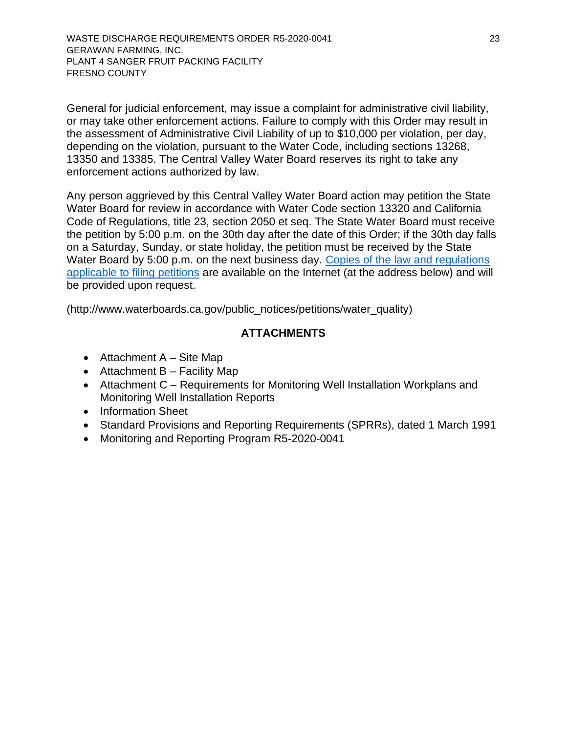General for judicial enforcement, may issue a complaint for administrative civil liability, or may take other enforcement actions. Failure to comply with this Order may result in the assessment of Administrative Civil Liability of up to $10,000 per violation, per day, depending on the violation, pursuant to the Water Code, including sections 13268, 13350 and 13385. The Central Valley Water Board reserves its right to take any enforcement actions authorized by law.

Any person aggrieved by this Central Valley Water Board action may petition the State Water Board for review in accordance with Water Code section 13320 and California Code of Regulations, title 23, section 2050 et seq. The State Water Board must receive the petition by 5:00 p.m. on the 30th day after the date of this Order; if the 30th day falls on a Saturday, Sunday, or state holiday, the petition must be received by the State Water Board by 5:00 p.m. on the next business day. Copies of the law and regulations applicable to filing petitions are available on the Internet (at the address below) and will be provided upon request.

(http://www.waterboards.ca.gov/public_notices/petitions/water_quality)

## ATTACHMENTS

- Attachment A – Site Map
- Attachment B – Facility Map
- Attachment C – Requirements for Monitoring Well Installation Workplans and Monitoring Well Installation Reports
- Information Sheet
- Standard Provisions and Reporting Requirements (SPRRs), dated 1 March 1991
- Monitoring and Reporting Program R5-2020-0041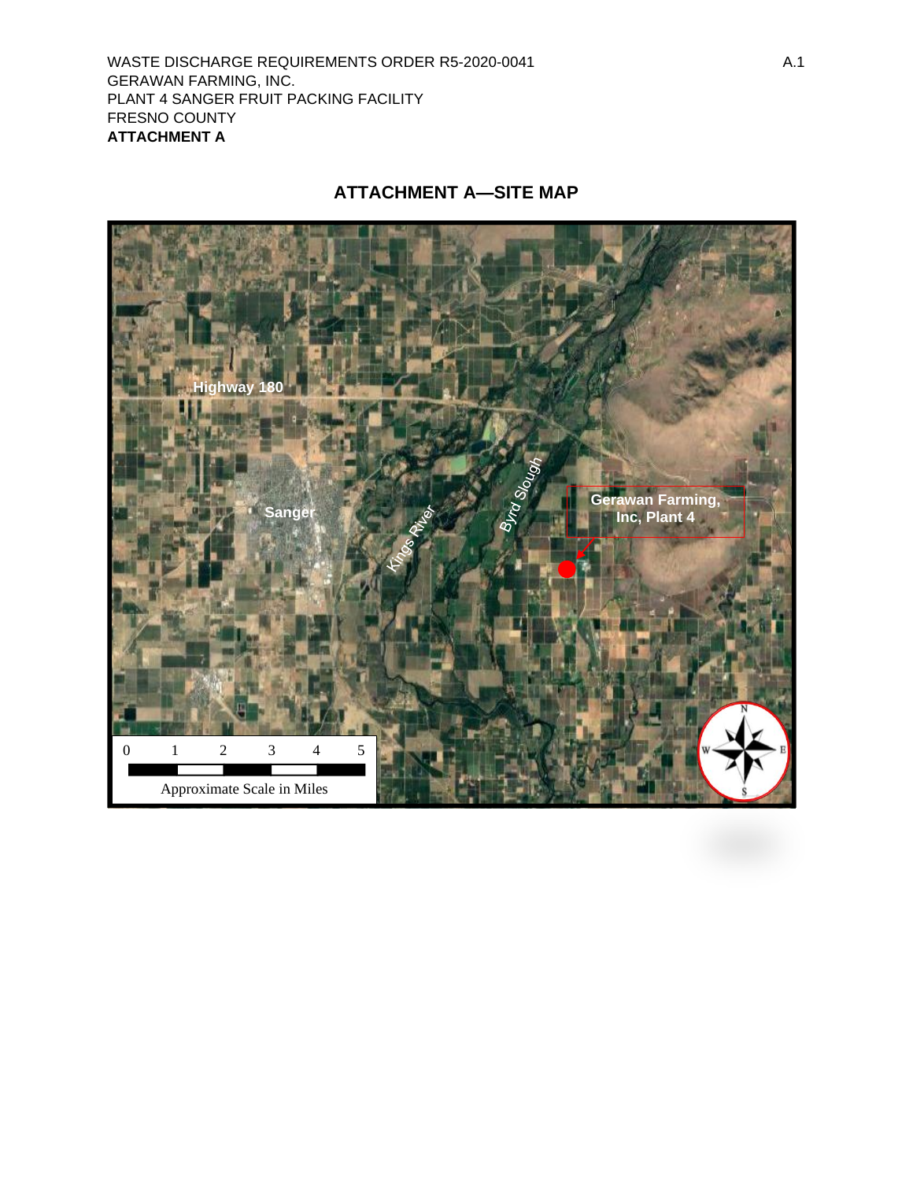## ATTACHMENT A—SITE MAP

Highway 180

Sanger

Kings River

Byrd Slough

Gerawan Farming, Inc, Plant 4

0 1 2 3 4 5

Approximate Scale in Miles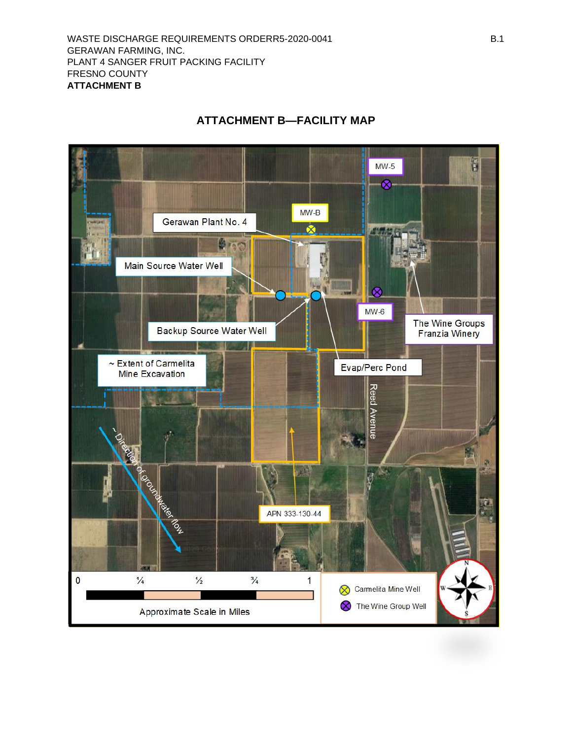# ATTACHMENT B—FACILITY MAP

MW-5

MW-B

Gerawan Plant No. 4

Main Source Water Well

Backup Source Water Well

MW-6

The Wine Groups Franzia Winery

~ Extent of Carmelita Mine Excavation

Evap/Perc Pond

Reed Avenue

~ Direction of groundwater flow

APN 333-130-44

0 ¼ ½ ¾ 1

Approximate Scale in Miles

Carmelita Mine Well

The Wine Group Well

N E S W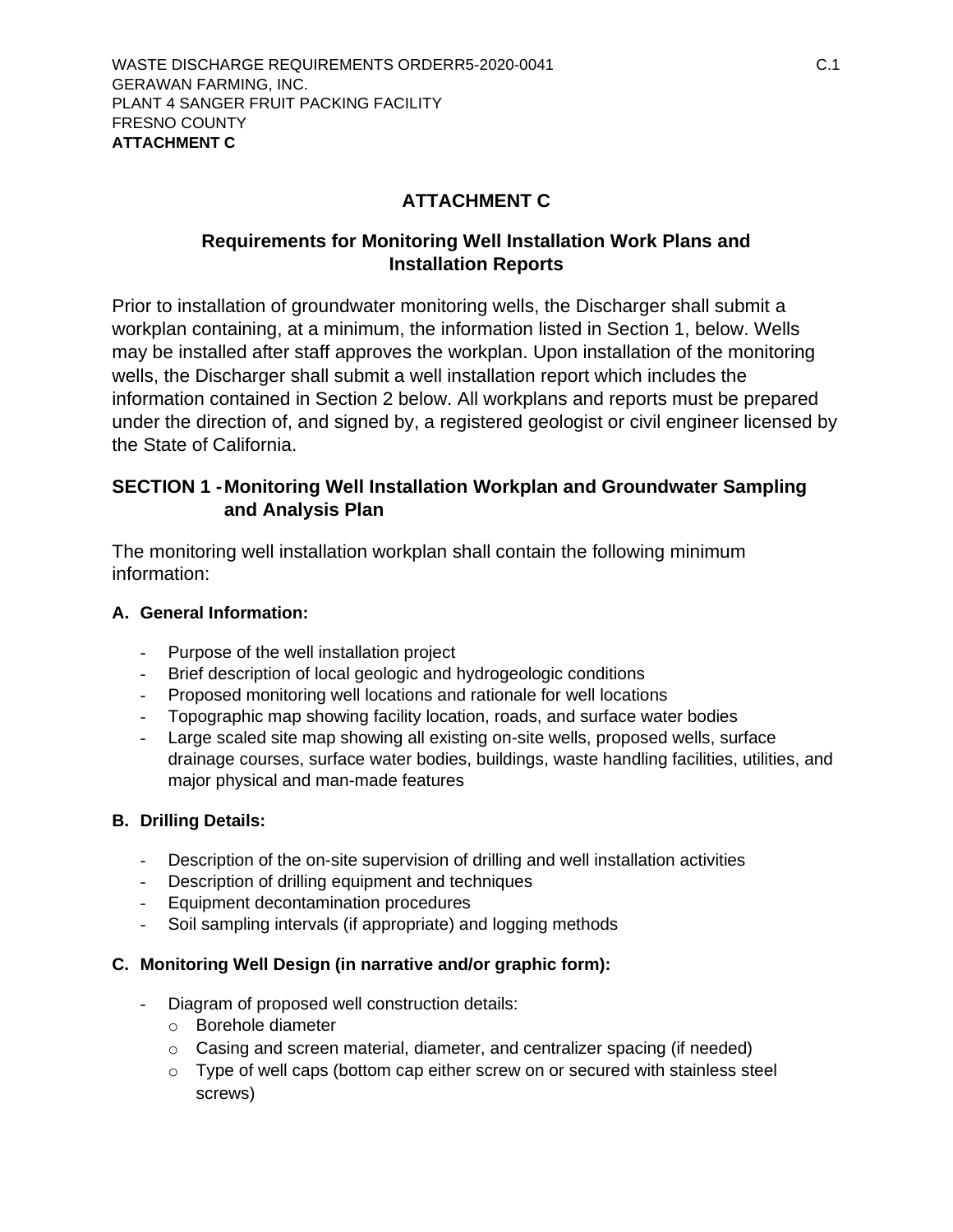# ATTACHMENT C

## Requirements for Monitoring Well Installation Work Plans and Installation Reports

Prior to installation of groundwater monitoring wells, the Discharger shall submit a workplan containing, at a minimum, the information listed in Section 1, below. Wells may be installed after staff approves the workplan. Upon installation of the monitoring wells, the Discharger shall submit a well installation report which includes the information contained in Section 2 below. All workplans and reports must be prepared under the direction of, and signed by, a registered geologist or civil engineer licensed by the State of California.

## SECTION 1 - Monitoring Well Installation Workplan and Groundwater Sampling and Analysis Plan

The monitoring well installation workplan shall contain the following minimum information:

### A. General Information:

- Purpose of the well installation project
- Brief description of local geologic and hydrogeologic conditions
- Proposed monitoring well locations and rationale for well locations
- Topographic map showing facility location, roads, and surface water bodies
- Large scaled site map showing all existing on-site wells, proposed wells, surface drainage courses, surface water bodies, buildings, waste handling facilities, utilities, and major physical and man-made features

### B. Drilling Details:

- Description of the on-site supervision of drilling and well installation activities
- Description of drilling equipment and techniques
- Equipment decontamination procedures
- Soil sampling intervals (if appropriate) and logging methods

### C. Monitoring Well Design (in narrative and/or graphic form):

- Diagram of proposed well construction details:
  - Borehole diameter
  - Casing and screen material, diameter, and centralizer spacing (if needed)
  - Type of well caps (bottom cap either screw on or secured with stainless steel screws)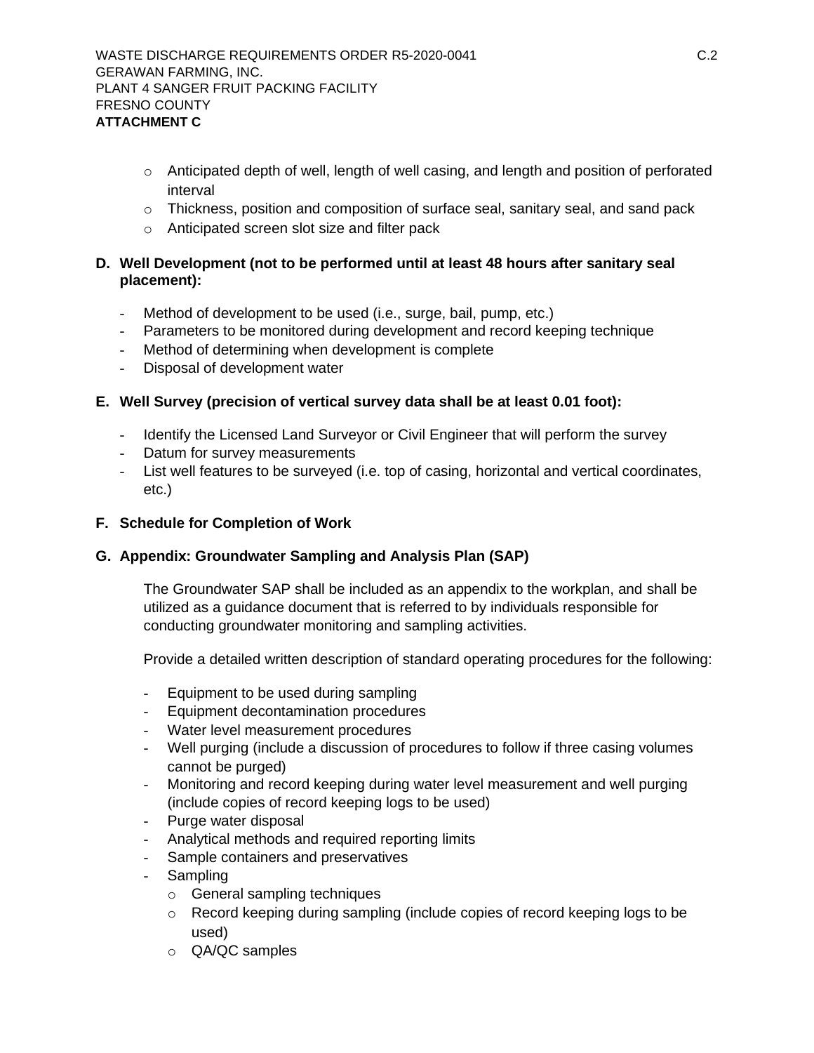- Anticipated depth of well, length of well casing, and length and position of perforated interval
- Thickness, position and composition of surface seal, sanitary seal, and sand pack
- Anticipated screen slot size and filter pack

**D. Well Development (not to be performed until at least 48 hours after sanitary seal placement):**

- Method of development to be used (i.e., surge, bail, pump, etc.)
- Parameters to be monitored during development and record keeping technique
- Method of determining when development is complete
- Disposal of development water

**E. Well Survey (precision of vertical survey data shall be at least 0.01 foot):**

- Identify the Licensed Land Surveyor or Civil Engineer that will perform the survey
- Datum for survey measurements
- List well features to be surveyed (i.e. top of casing, horizontal and vertical coordinates, etc.)

**F. Schedule for Completion of Work**

**G. Appendix: Groundwater Sampling and Analysis Plan (SAP)**

The Groundwater SAP shall be included as an appendix to the workplan, and shall be utilized as a guidance document that is referred to by individuals responsible for conducting groundwater monitoring and sampling activities.

Provide a detailed written description of standard operating procedures for the following:

- Equipment to be used during sampling
- Equipment decontamination procedures
- Water level measurement procedures
- Well purging (include a discussion of procedures to follow if three casing volumes cannot be purged)
- Monitoring and record keeping during water level measurement and well purging (include copies of record keeping logs to be used)
- Purge water disposal
- Analytical methods and required reporting limits
- Sample containers and preservatives
- Sampling
  - General sampling techniques
  - Record keeping during sampling (include copies of record keeping logs to be used)
  - QA/QC samples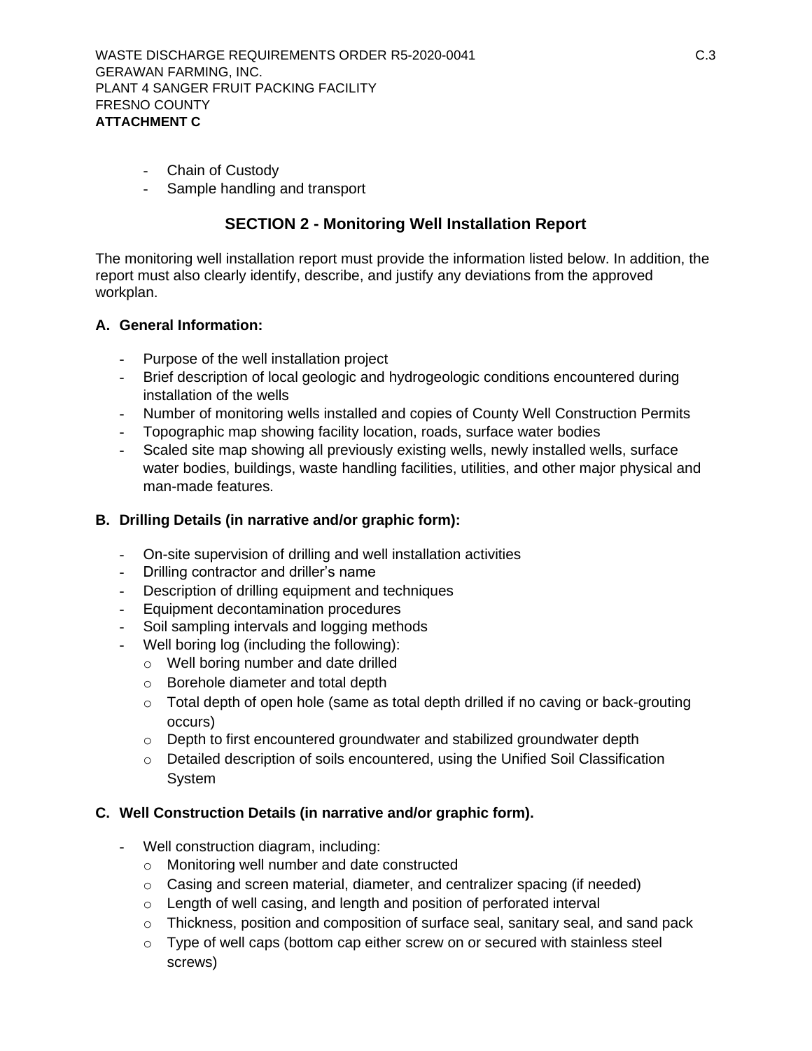- Chain of Custody
- Sample handling and transport

## SECTION 2 - Monitoring Well Installation Report

The monitoring well installation report must provide the information listed below. In addition, the report must also clearly identify, describe, and justify any deviations from the approved workplan.

### A. General Information:

- Purpose of the well installation project
- Brief description of local geologic and hydrogeologic conditions encountered during installation of the wells
- Number of monitoring wells installed and copies of County Well Construction Permits
- Topographic map showing facility location, roads, surface water bodies
- Scaled site map showing all previously existing wells, newly installed wells, surface water bodies, buildings, waste handling facilities, utilities, and other major physical and man-made features.

### B. Drilling Details (in narrative and/or graphic form):

- On-site supervision of drilling and well installation activities
- Drilling contractor and driller's name
- Description of drilling equipment and techniques
- Equipment decontamination procedures
- Soil sampling intervals and logging methods
- Well boring log (including the following):
  - Well boring number and date drilled
  - Borehole diameter and total depth
  - Total depth of open hole (same as total depth drilled if no caving or back-grouting occurs)
  - Depth to first encountered groundwater and stabilized groundwater depth
  - Detailed description of soils encountered, using the Unified Soil Classification System

### C. Well Construction Details (in narrative and/or graphic form).

- Well construction diagram, including:
  - Monitoring well number and date constructed
  - Casing and screen material, diameter, and centralizer spacing (if needed)
  - Length of well casing, and length and position of perforated interval
  - Thickness, position and composition of surface seal, sanitary seal, and sand pack
  - Type of well caps (bottom cap either screw on or secured with stainless steel screws)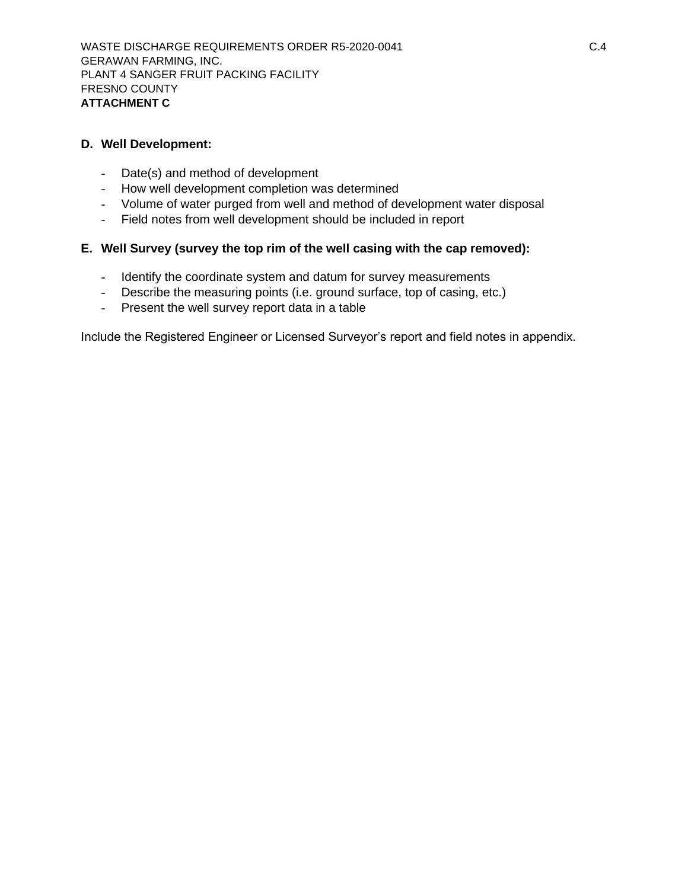### D. Well Development:

- Date(s) and method of development
- How well development completion was determined
- Volume of water purged from well and method of development water disposal
- Field notes from well development should be included in report

### E. Well Survey (survey the top rim of the well casing with the cap removed):

- Identify the coordinate system and datum for survey measurements
- Describe the measuring points (i.e. ground surface, top of casing, etc.)
- Present the well survey report data in a table

Include the Registered Engineer or Licensed Surveyor's report and field notes in appendix.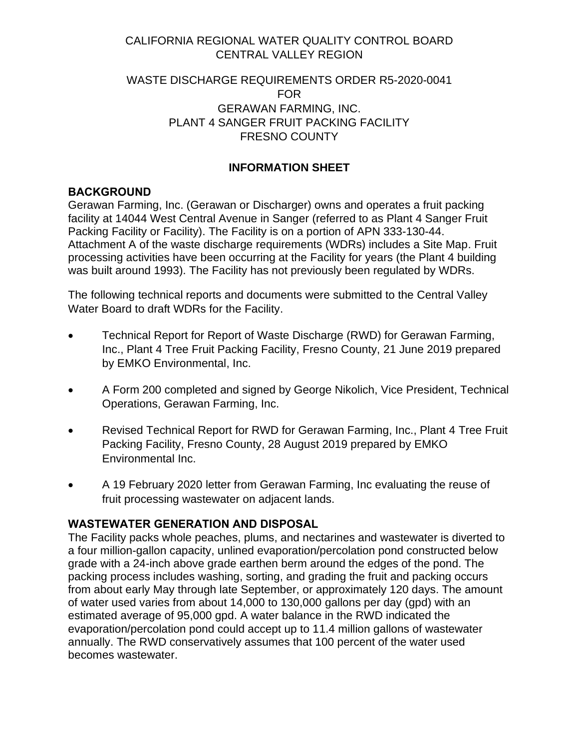CALIFORNIA REGIONAL WATER QUALITY CONTROL BOARD
CENTRAL VALLEY REGION

WASTE DISCHARGE REQUIREMENTS ORDER R5-2020-0041
FOR
GERAWAN FARMING, INC.
PLANT 4 SANGER FRUIT PACKING FACILITY
FRESNO COUNTY

**INFORMATION SHEET**

## BACKGROUND

Gerawan Farming, Inc. (Gerawan or Discharger) owns and operates a fruit packing facility at 14044 West Central Avenue in Sanger (referred to as Plant 4 Sanger Fruit Packing Facility or Facility). The Facility is on a portion of APN 333-130-44. Attachment A of the waste discharge requirements (WDRs) includes a Site Map. Fruit processing activities have been occurring at the Facility for years (the Plant 4 building was built around 1993). The Facility has not previously been regulated by WDRs.

The following technical reports and documents were submitted to the Central Valley Water Board to draft WDRs for the Facility.

- Technical Report for Report of Waste Discharge (RWD) for Gerawan Farming, Inc., Plant 4 Tree Fruit Packing Facility, Fresno County, 21 June 2019 prepared by EMKO Environmental, Inc.
- A Form 200 completed and signed by George Nikolich, Vice President, Technical Operations, Gerawan Farming, Inc.
- Revised Technical Report for RWD for Gerawan Farming, Inc., Plant 4 Tree Fruit Packing Facility, Fresno County, 28 August 2019 prepared by EMKO Environmental Inc.
- A 19 February 2020 letter from Gerawan Farming, Inc evaluating the reuse of fruit processing wastewater on adjacent lands.

## WASTEWATER GENERATION AND DISPOSAL

The Facility packs whole peaches, plums, and nectarines and wastewater is diverted to a four million-gallon capacity, unlined evaporation/percolation pond constructed below grade with a 24-inch above grade earthen berm around the edges of the pond. The packing process includes washing, sorting, and grading the fruit and packing occurs from about early May through late September, or approximately 120 days. The amount of water used varies from about 14,000 to 130,000 gallons per day (gpd) with an estimated average of 95,000 gpd. A water balance in the RWD indicated the evaporation/percolation pond could accept up to 11.4 million gallons of wastewater annually. The RWD conservatively assumes that 100 percent of the water used becomes wastewater.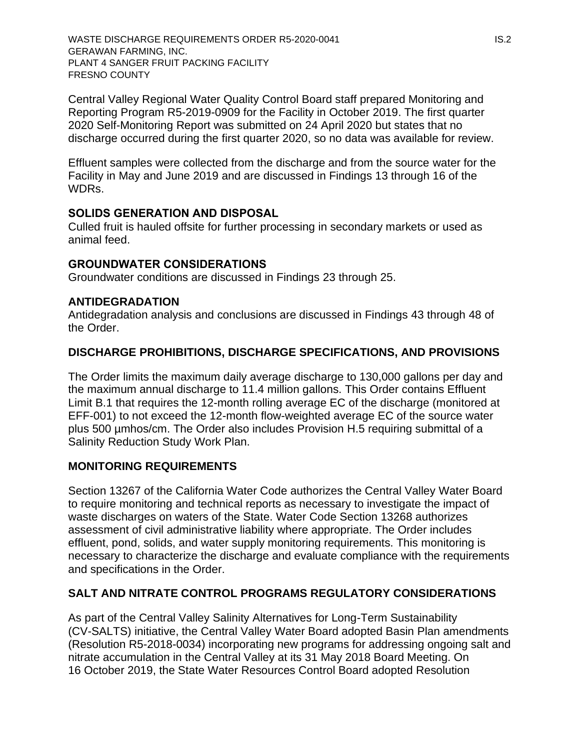Central Valley Regional Water Quality Control Board staff prepared Monitoring and Reporting Program R5-2019-0909 for the Facility in October 2019. The first quarter 2020 Self-Monitoring Report was submitted on 24 April 2020 but states that no discharge occurred during the first quarter 2020, so no data was available for review.

Effluent samples were collected from the discharge and from the source water for the Facility in May and June 2019 and are discussed in Findings 13 through 16 of the WDRs.

## SOLIDS GENERATION AND DISPOSAL

Culled fruit is hauled offsite for further processing in secondary markets or used as animal feed.

## GROUNDWATER CONSIDERATIONS

Groundwater conditions are discussed in Findings 23 through 25.

## ANTIDEGRADATION

Antidegradation analysis and conclusions are discussed in Findings 43 through 48 of the Order.

## DISCHARGE PROHIBITIONS, DISCHARGE SPECIFICATIONS, AND PROVISIONS

The Order limits the maximum daily average discharge to 130,000 gallons per day and the maximum annual discharge to 11.4 million gallons. This Order contains Effluent Limit B.1 that requires the 12-month rolling average EC of the discharge (monitored at EFF-001) to not exceed the 12-month flow-weighted average EC of the source water plus 500 µmhos/cm. The Order also includes Provision H.5 requiring submittal of a Salinity Reduction Study Work Plan.

## MONITORING REQUIREMENTS

Section 13267 of the California Water Code authorizes the Central Valley Water Board to require monitoring and technical reports as necessary to investigate the impact of waste discharges on waters of the State. Water Code Section 13268 authorizes assessment of civil administrative liability where appropriate. The Order includes effluent, pond, solids, and water supply monitoring requirements. This monitoring is necessary to characterize the discharge and evaluate compliance with the requirements and specifications in the Order.

## SALT AND NITRATE CONTROL PROGRAMS REGULATORY CONSIDERATIONS

As part of the Central Valley Salinity Alternatives for Long-Term Sustainability (CV-SALTS) initiative, the Central Valley Water Board adopted Basin Plan amendments (Resolution R5-2018-0034) incorporating new programs for addressing ongoing salt and nitrate accumulation in the Central Valley at its 31 May 2018 Board Meeting. On 16 October 2019, the State Water Resources Control Board adopted Resolution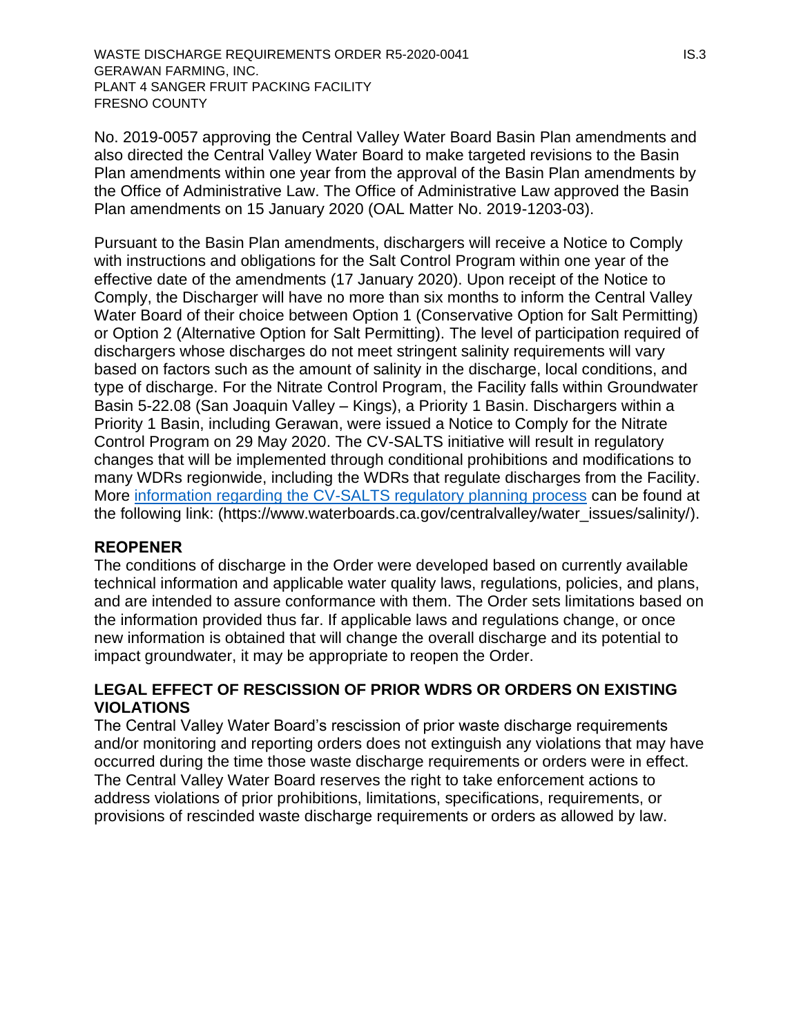No. 2019-0057 approving the Central Valley Water Board Basin Plan amendments and also directed the Central Valley Water Board to make targeted revisions to the Basin Plan amendments within one year from the approval of the Basin Plan amendments by the Office of Administrative Law. The Office of Administrative Law approved the Basin Plan amendments on 15 January 2020 (OAL Matter No. 2019-1203-03).

Pursuant to the Basin Plan amendments, dischargers will receive a Notice to Comply with instructions and obligations for the Salt Control Program within one year of the effective date of the amendments (17 January 2020). Upon receipt of the Notice to Comply, the Discharger will have no more than six months to inform the Central Valley Water Board of their choice between Option 1 (Conservative Option for Salt Permitting) or Option 2 (Alternative Option for Salt Permitting). The level of participation required of dischargers whose discharges do not meet stringent salinity requirements will vary based on factors such as the amount of salinity in the discharge, local conditions, and type of discharge. For the Nitrate Control Program, the Facility falls within Groundwater Basin 5-22.08 (San Joaquin Valley – Kings), a Priority 1 Basin. Dischargers within a Priority 1 Basin, including Gerawan, were issued a Notice to Comply for the Nitrate Control Program on 29 May 2020. The CV-SALTS initiative will result in regulatory changes that will be implemented through conditional prohibitions and modifications to many WDRs regionwide, including the WDRs that regulate discharges from the Facility. More [information regarding the CV-SALTS regulatory planning process](https://www.waterboards.ca.gov/centralvalley/water_issues/salinity/) can be found at the following link: (https://www.waterboards.ca.gov/centralvalley/water_issues/salinity/).

## REOPENER

The conditions of discharge in the Order were developed based on currently available technical information and applicable water quality laws, regulations, policies, and plans, and are intended to assure conformance with them. The Order sets limitations based on the information provided thus far. If applicable laws and regulations change, or once new information is obtained that will change the overall discharge and its potential to impact groundwater, it may be appropriate to reopen the Order.

## LEGAL EFFECT OF RESCISSION OF PRIOR WDRS OR ORDERS ON EXISTING VIOLATIONS

The Central Valley Water Board's rescission of prior waste discharge requirements and/or monitoring and reporting orders does not extinguish any violations that may have occurred during the time those waste discharge requirements or orders were in effect. The Central Valley Water Board reserves the right to take enforcement actions to address violations of prior prohibitions, limitations, specifications, requirements, or provisions of rescinded waste discharge requirements or orders as allowed by law.